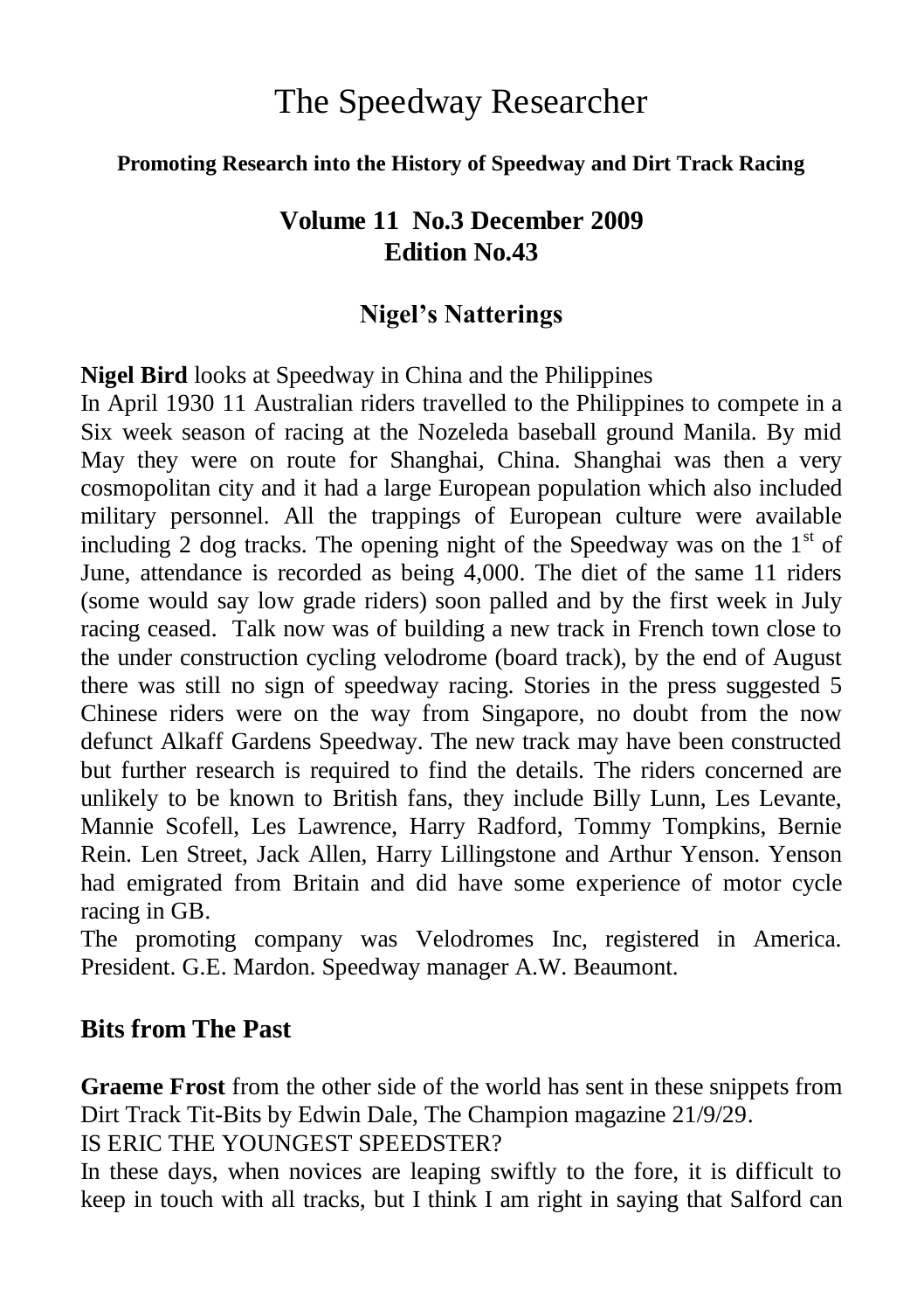# The Speedway Researcher

**Promoting Research into the History of Speedway and Dirt Track Racing**

## Volume 11 No.3 December 2009
## Edition No.43

## Nigel's Natterings

**Nigel Bird** looks at Speedway in China and the Philippines

In April 1930 11 Australian riders travelled to the Philippines to compete in a Six week season of racing at the Nozeleda baseball ground Manila. By mid May they were on route for Shanghai, China. Shanghai was then a very cosmopolitan city and it had a large European population which also included military personnel. All the trappings of European culture were available including 2 dog tracks. The opening night of the Speedway was on the 1st of June, attendance is recorded as being 4,000. The diet of the same 11 riders (some would say low grade riders) soon palled and by the first week in July racing ceased. Talk now was of building a new track in French town close to the under construction cycling velodrome (board track), by the end of August there was still no sign of speedway racing. Stories in the press suggested 5 Chinese riders were on the way from Singapore, no doubt from the now defunct Alkaff Gardens Speedway. The new track may have been constructed but further research is required to find the details. The riders concerned are unlikely to be known to British fans, they include Billy Lunn, Les Levante, Mannie Scofell, Les Lawrence, Harry Radford, Tommy Tompkins, Bernie Rein. Len Street, Jack Allen, Harry Lillingstone and Arthur Yenson. Yenson had emigrated from Britain and did have some experience of motor cycle racing in GB.

The promoting company was Velodromes Inc, registered in America. President. G.E. Mardon. Speedway manager A.W. Beaumont.

## Bits from The Past

**Graeme Frost** from the other side of the world has sent in these snippets from Dirt Track Tit-Bits by Edwin Dale, The Champion magazine 21/9/29.

IS ERIC THE YOUNGEST SPEEDSTER?

In these days, when novices are leaping swiftly to the fore, it is difficult to keep in touch with all tracks, but I think I am right in saying that Salford can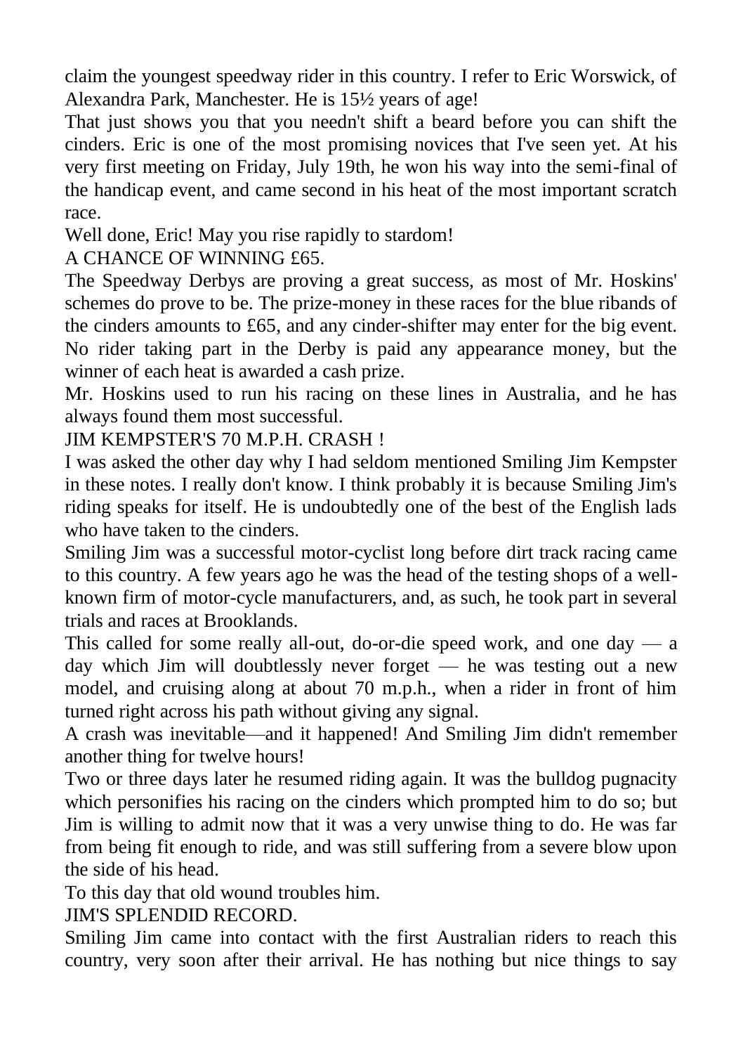claim the youngest speedway rider in this country. I refer to Eric Worswick, of Alexandra Park, Manchester. He is 15½ years of age!

That just shows you that you needn't shift a beard before you can shift the cinders. Eric is one of the most promising novices that I've seen yet. At his very first meeting on Friday, July 19th, he won his way into the semi-final of the handicap event, and came second in his heat of the most important scratch race.

Well done, Eric! May you rise rapidly to stardom!

### A CHANCE OF WINNING £65.

The Speedway Derbys are proving a great success, as most of Mr. Hoskins' schemes do prove to be. The prize-money in these races for the blue ribands of the cinders amounts to £65, and any cinder-shifter may enter for the big event. No rider taking part in the Derby is paid any appearance money, but the winner of each heat is awarded a cash prize.

Mr. Hoskins used to run his racing on these lines in Australia, and he has always found them most successful.

### JIM KEMPSTER'S 70 M.P.H. CRASH !

I was asked the other day why I had seldom mentioned Smiling Jim Kempster in these notes. I really don't know. I think probably it is because Smiling Jim's riding speaks for itself. He is undoubtedly one of the best of the English lads who have taken to the cinders.

Smiling Jim was a successful motor-cyclist long before dirt track racing came to this country. A few years ago he was the head of the testing shops of a well-known firm of motor-cycle manufacturers, and, as such, he took part in several trials and races at Brooklands.

This called for some really all-out, do-or-die speed work, and one day — a day which Jim will doubtlessly never forget — he was testing out a new model, and cruising along at about 70 m.p.h., when a rider in front of him turned right across his path without giving any signal.

A crash was inevitable—and it happened! And Smiling Jim didn't remember another thing for twelve hours!

Two or three days later he resumed riding again. It was the bulldog pugnacity which personifies his racing on the cinders which prompted him to do so; but Jim is willing to admit now that it was a very unwise thing to do. He was far from being fit enough to ride, and was still suffering from a severe blow upon the side of his head.

To this day that old wound troubles him.

### JIM'S SPLENDID RECORD.

Smiling Jim came into contact with the first Australian riders to reach this country, very soon after their arrival. He has nothing but nice things to say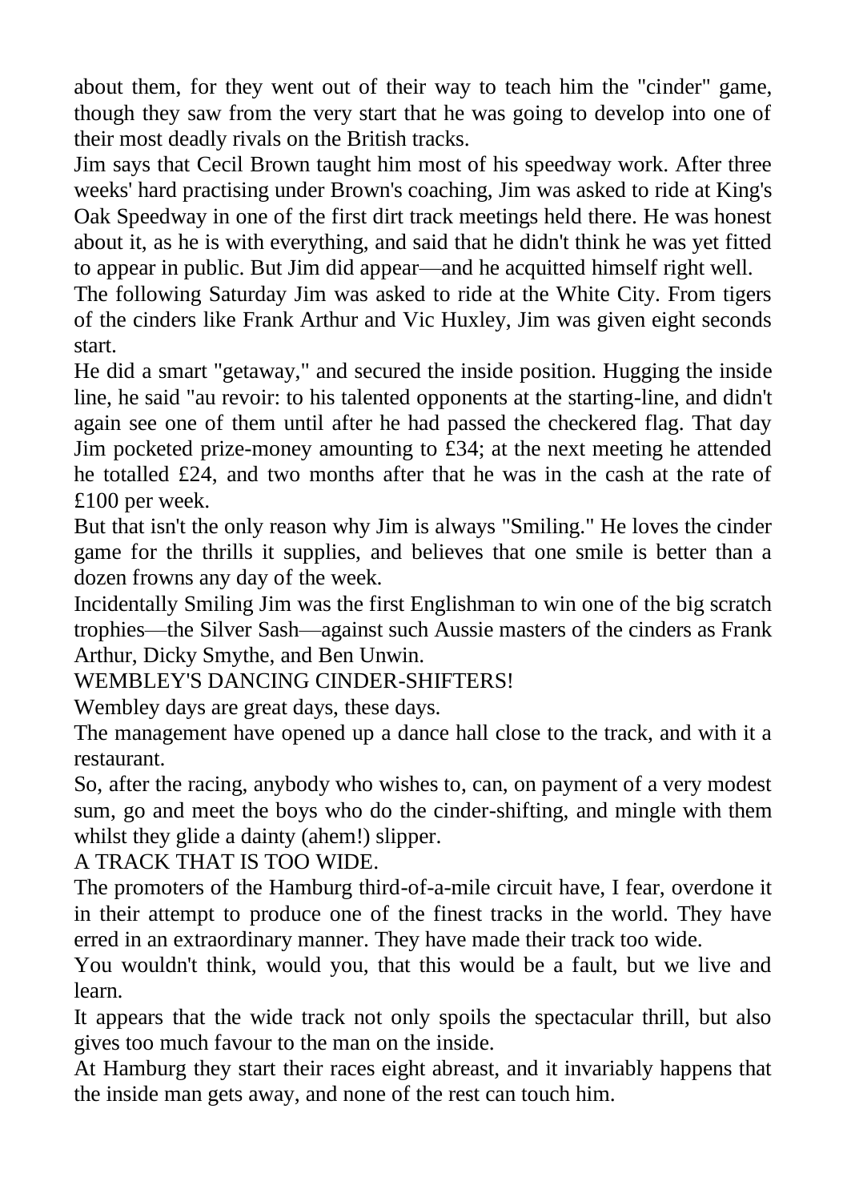about them, for they went out of their way to teach him the "cinder" game, though they saw from the very start that he was going to develop into one of their most deadly rivals on the British tracks.

Jim says that Cecil Brown taught him most of his speedway work. After three weeks' hard practising under Brown's coaching, Jim was asked to ride at King's Oak Speedway in one of the first dirt track meetings held there. He was honest about it, as he is with everything, and said that he didn't think he was yet fitted to appear in public. But Jim did appear—and he acquitted himself right well.

The following Saturday Jim was asked to ride at the White City. From tigers of the cinders like Frank Arthur and Vic Huxley, Jim was given eight seconds start.

He did a smart "getaway," and secured the inside position. Hugging the inside line, he said "au revoir: to his talented opponents at the starting-line, and didn't again see one of them until after he had passed the checkered flag. That day Jim pocketed prize-money amounting to £34; at the next meeting he attended he totalled £24, and two months after that he was in the cash at the rate of £100 per week.

But that isn't the only reason why Jim is always "Smiling." He loves the cinder game for the thrills it supplies, and believes that one smile is better than a dozen frowns any day of the week.

Incidentally Smiling Jim was the first Englishman to win one of the big scratch trophies—the Silver Sash—against such Aussie masters of the cinders as Frank Arthur, Dicky Smythe, and Ben Unwin.

## WEMBLEY'S DANCING CINDER-SHIFTERS!

Wembley days are great days, these days.

The management have opened up a dance hall close to the track, and with it a restaurant.

So, after the racing, anybody who wishes to, can, on payment of a very modest sum, go and meet the boys who do the cinder-shifting, and mingle with them whilst they glide a dainty (ahem!) slipper.

## A TRACK THAT IS TOO WIDE.

The promoters of the Hamburg third-of-a-mile circuit have, I fear, overdone it in their attempt to produce one of the finest tracks in the world. They have erred in an extraordinary manner. They have made their track too wide.

You wouldn't think, would you, that this would be a fault, but we live and learn.

It appears that the wide track not only spoils the spectacular thrill, but also gives too much favour to the man on the inside.

At Hamburg they start their races eight abreast, and it invariably happens that the inside man gets away, and none of the rest can touch him.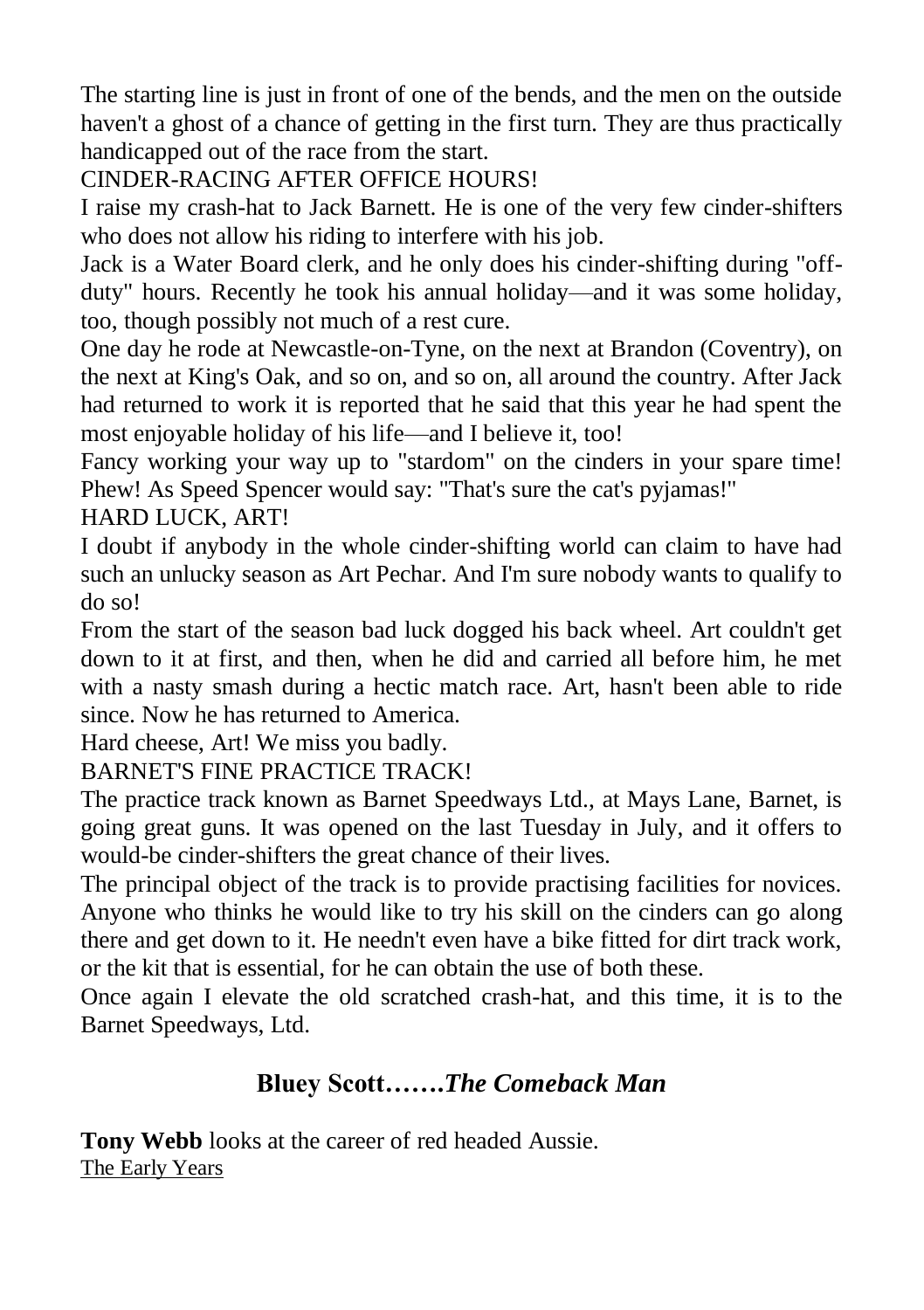The starting line is just in front of one of the bends, and the men on the outside haven't a ghost of a chance of getting in the first turn. They are thus practically handicapped out of the race from the start.

CINDER-RACING AFTER OFFICE HOURS!

I raise my crash-hat to Jack Barnett. He is one of the very few cinder-shifters who does not allow his riding to interfere with his job.

Jack is a Water Board clerk, and he only does his cinder-shifting during "off-duty" hours. Recently he took his annual holiday—and it was some holiday, too, though possibly not much of a rest cure.

One day he rode at Newcastle-on-Tyne, on the next at Brandon (Coventry), on the next at King's Oak, and so on, and so on, all around the country. After Jack had returned to work it is reported that he said that this year he had spent the most enjoyable holiday of his life—and I believe it, too!

Fancy working your way up to "stardom" on the cinders in your spare time! Phew! As Speed Spencer would say: "That's sure the cat's pyjamas!"

HARD LUCK, ART!

I doubt if anybody in the whole cinder-shifting world can claim to have had such an unlucky season as Art Pechar. And I'm sure nobody wants to qualify to do so!

From the start of the season bad luck dogged his back wheel. Art couldn't get down to it at first, and then, when he did and carried all before him, he met with a nasty smash during a hectic match race. Art, hasn't been able to ride since. Now he has returned to America.

Hard cheese, Art! We miss you badly.

BARNET'S FINE PRACTICE TRACK!

The practice track known as Barnet Speedways Ltd., at Mays Lane, Barnet, is going great guns. It was opened on the last Tuesday in July, and it offers to would-be cinder-shifters the great chance of their lives.

The principal object of the track is to provide practising facilities for novices. Anyone who thinks he would like to try his skill on the cinders can go along there and get down to it. He needn't even have a bike fitted for dirt track work, or the kit that is essential, for he can obtain the use of both these.

Once again I elevate the old scratched crash-hat, and this time, it is to the Barnet Speedways, Ltd.

## Bluey Scott…….*The Comeback Man*

**Tony Webb** looks at the career of red headed Aussie.

The Early Years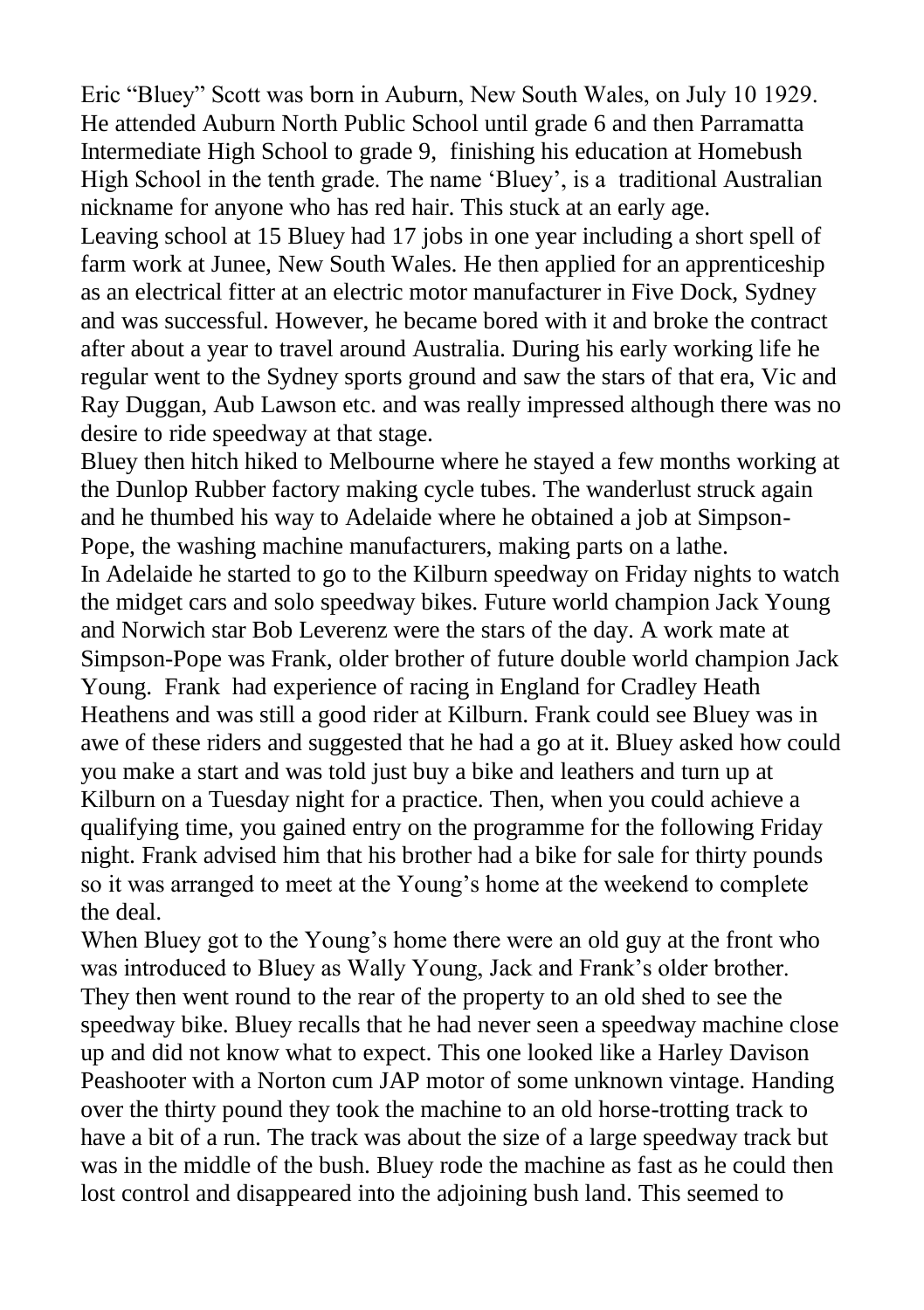Eric "Bluey" Scott was born in Auburn, New South Wales, on July 10 1929. He attended Auburn North Public School until grade 6 and then Parramatta Intermediate High School to grade 9, finishing his education at Homebush High School in the tenth grade. The name 'Bluey', is a traditional Australian nickname for anyone who has red hair. This stuck at an early age.

Leaving school at 15 Bluey had 17 jobs in one year including a short spell of farm work at Junee, New South Wales. He then applied for an apprenticeship as an electrical fitter at an electric motor manufacturer in Five Dock, Sydney and was successful. However, he became bored with it and broke the contract after about a year to travel around Australia. During his early working life he regular went to the Sydney sports ground and saw the stars of that era, Vic and Ray Duggan, Aub Lawson etc. and was really impressed although there was no desire to ride speedway at that stage.

Bluey then hitch hiked to Melbourne where he stayed a few months working at the Dunlop Rubber factory making cycle tubes. The wanderlust struck again and he thumbed his way to Adelaide where he obtained a job at Simpson-Pope, the washing machine manufacturers, making parts on a lathe.

In Adelaide he started to go to the Kilburn speedway on Friday nights to watch the midget cars and solo speedway bikes. Future world champion Jack Young and Norwich star Bob Leverenz were the stars of the day. A work mate at Simpson-Pope was Frank, older brother of future double world champion Jack Young. Frank had experience of racing in England for Cradley Heath Heathens and was still a good rider at Kilburn. Frank could see Bluey was in awe of these riders and suggested that he had a go at it. Bluey asked how could you make a start and was told just buy a bike and leathers and turn up at Kilburn on a Tuesday night for a practice. Then, when you could achieve a qualifying time, you gained entry on the programme for the following Friday night. Frank advised him that his brother had a bike for sale for thirty pounds so it was arranged to meet at the Young's home at the weekend to complete the deal.

When Bluey got to the Young's home there were an old guy at the front who was introduced to Bluey as Wally Young, Jack and Frank's older brother. They then went round to the rear of the property to an old shed to see the speedway bike. Bluey recalls that he had never seen a speedway machine close up and did not know what to expect. This one looked like a Harley Davison Peashooter with a Norton cum JAP motor of some unknown vintage. Handing over the thirty pound they took the machine to an old horse-trotting track to have a bit of a run. The track was about the size of a large speedway track but was in the middle of the bush. Bluey rode the machine as fast as he could then lost control and disappeared into the adjoining bush land. This seemed to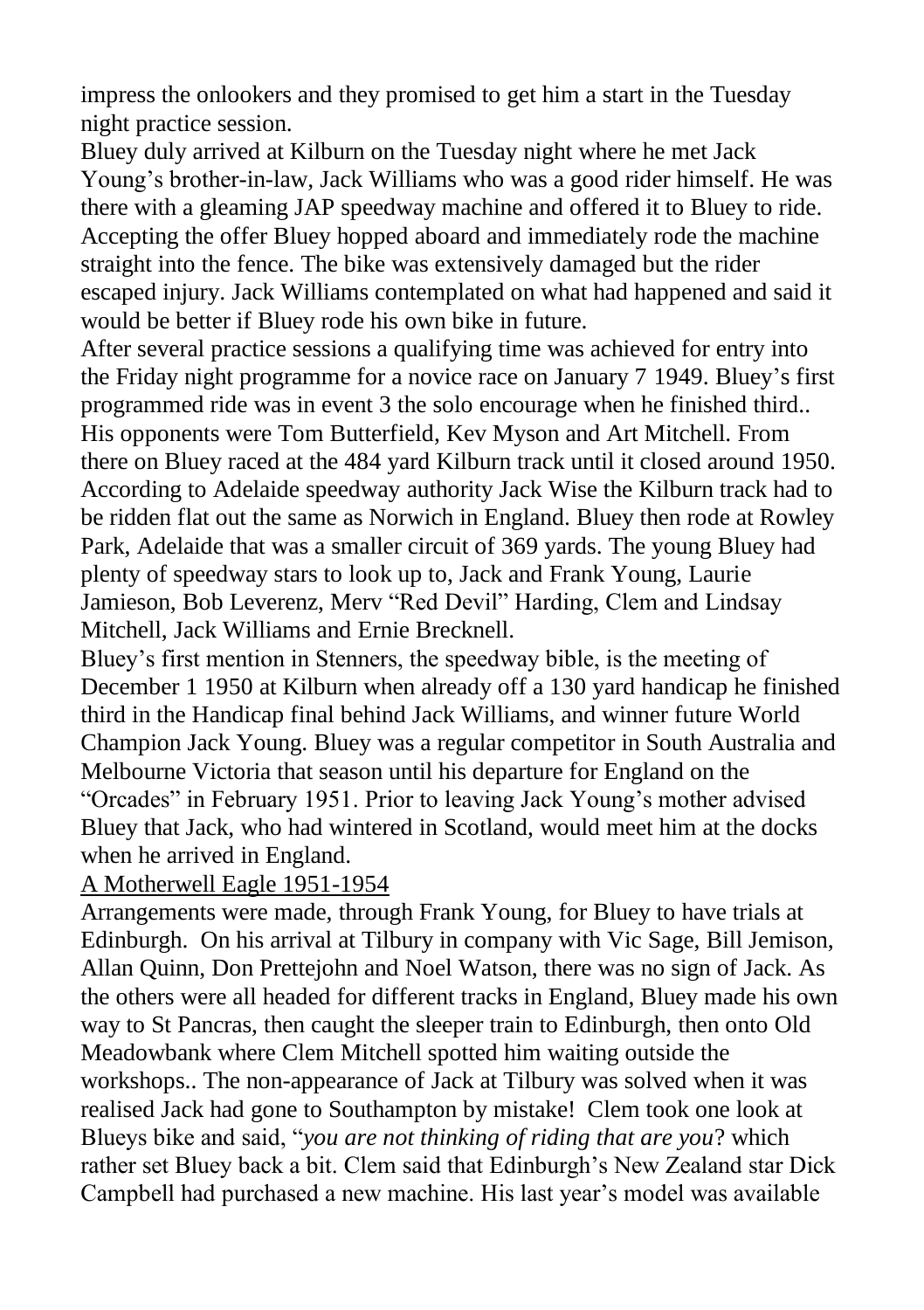impress the onlookers and they promised to get him a start in the Tuesday night practice session.

Bluey duly arrived at Kilburn on the Tuesday night where he met Jack Young's brother-in-law, Jack Williams who was a good rider himself. He was there with a gleaming JAP speedway machine and offered it to Bluey to ride. Accepting the offer Bluey hopped aboard and immediately rode the machine straight into the fence. The bike was extensively damaged but the rider escaped injury. Jack Williams contemplated on what had happened and said it would be better if Bluey rode his own bike in future.

After several practice sessions a qualifying time was achieved for entry into the Friday night programme for a novice race on January 7 1949. Bluey's first programmed ride was in event 3 the solo encourage when he finished third.. His opponents were Tom Butterfield, Kev Myson and Art Mitchell. From there on Bluey raced at the 484 yard Kilburn track until it closed around 1950. According to Adelaide speedway authority Jack Wise the Kilburn track had to be ridden flat out the same as Norwich in England. Bluey then rode at Rowley Park, Adelaide that was a smaller circuit of 369 yards. The young Bluey had plenty of speedway stars to look up to, Jack and Frank Young, Laurie Jamieson, Bob Leverenz, Merv "Red Devil" Harding, Clem and Lindsay Mitchell, Jack Williams and Ernie Brecknell.

Bluey's first mention in Stenners, the speedway bible, is the meeting of December 1 1950 at Kilburn when already off a 130 yard handicap he finished third in the Handicap final behind Jack Williams, and winner future World Champion Jack Young. Bluey was a regular competitor in South Australia and Melbourne Victoria that season until his departure for England on the "Orcades" in February 1951. Prior to leaving Jack Young's mother advised Bluey that Jack, who had wintered in Scotland, would meet him at the docks when he arrived in England.

## A Motherwell Eagle 1951-1954

Arrangements were made, through Frank Young, for Bluey to have trials at Edinburgh. On his arrival at Tilbury in company with Vic Sage, Bill Jemison, Allan Quinn, Don Prettejohn and Noel Watson, there was no sign of Jack. As the others were all headed for different tracks in England, Bluey made his own way to St Pancras, then caught the sleeper train to Edinburgh, then onto Old Meadowbank where Clem Mitchell spotted him waiting outside the workshops.. The non-appearance of Jack at Tilbury was solved when it was realised Jack had gone to Southampton by mistake! Clem took one look at Blueys bike and said, "*you are not thinking of riding that are you*? which rather set Bluey back a bit. Clem said that Edinburgh's New Zealand star Dick Campbell had purchased a new machine. His last year's model was available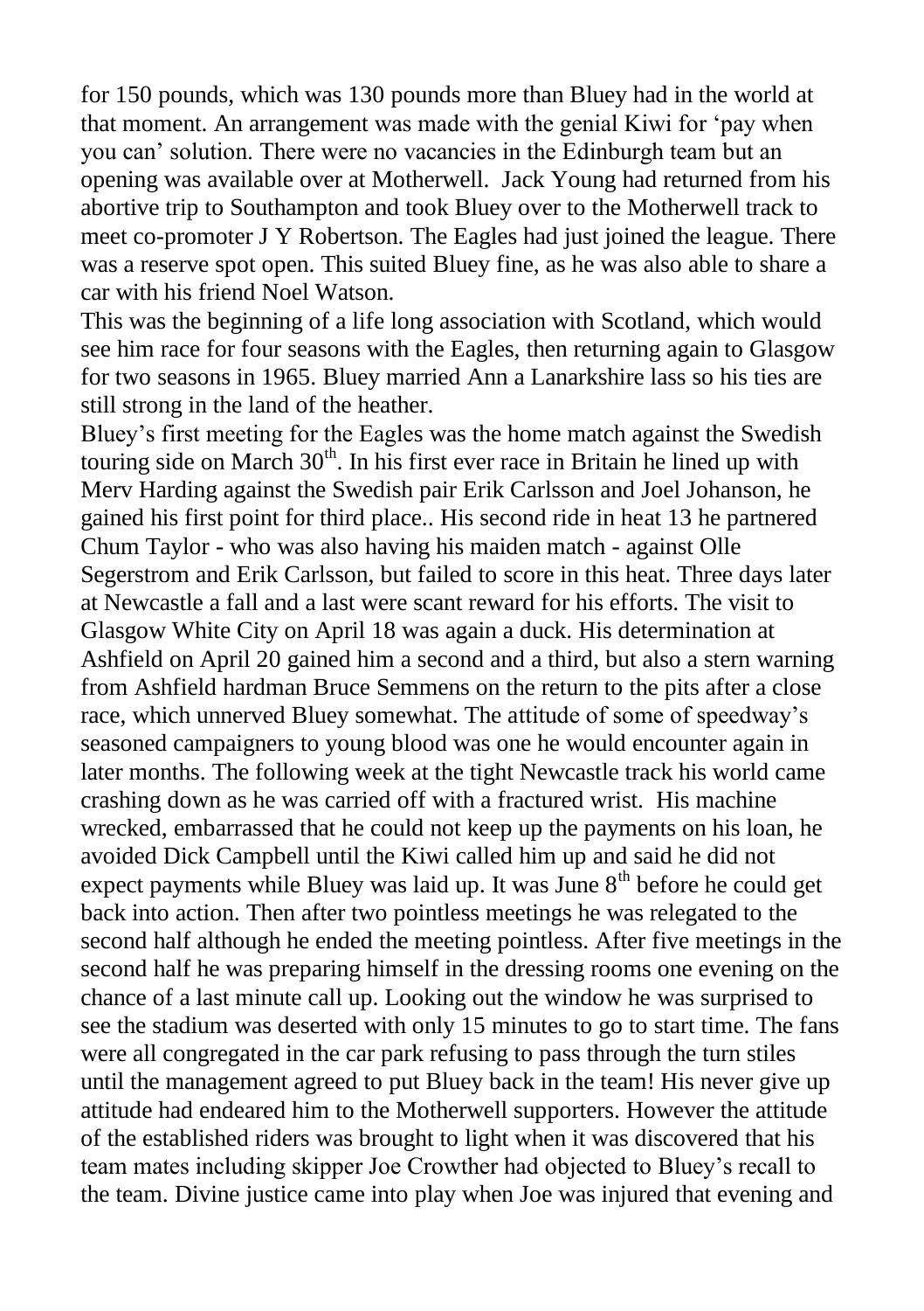for 150 pounds, which was 130 pounds more than Bluey had in the world at that moment. An arrangement was made with the genial Kiwi for 'pay when you can' solution. There were no vacancies in the Edinburgh team but an opening was available over at Motherwell. Jack Young had returned from his abortive trip to Southampton and took Bluey over to the Motherwell track to meet co-promoter J Y Robertson. The Eagles had just joined the league. There was a reserve spot open. This suited Bluey fine, as he was also able to share a car with his friend Noel Watson.

This was the beginning of a life long association with Scotland, which would see him race for four seasons with the Eagles, then returning again to Glasgow for two seasons in 1965. Bluey married Ann a Lanarkshire lass so his ties are still strong in the land of the heather.

Bluey's first meeting for the Eagles was the home match against the Swedish touring side on March 30th. In his first ever race in Britain he lined up with Merv Harding against the Swedish pair Erik Carlsson and Joel Johanson, he gained his first point for third place.. His second ride in heat 13 he partnered Chum Taylor - who was also having his maiden match - against Olle Segerstrom and Erik Carlsson, but failed to score in this heat. Three days later at Newcastle a fall and a last were scant reward for his efforts. The visit to Glasgow White City on April 18 was again a duck. His determination at Ashfield on April 20 gained him a second and a third, but also a stern warning from Ashfield hardman Bruce Semmens on the return to the pits after a close race, which unnerved Bluey somewhat. The attitude of some of speedway's seasoned campaigners to young blood was one he would encounter again in later months. The following week at the tight Newcastle track his world came crashing down as he was carried off with a fractured wrist. His machine wrecked, embarrassed that he could not keep up the payments on his loan, he avoided Dick Campbell until the Kiwi called him up and said he did not expect payments while Bluey was laid up. It was June 8th before he could get back into action. Then after two pointless meetings he was relegated to the second half although he ended the meeting pointless. After five meetings in the second half he was preparing himself in the dressing rooms one evening on the chance of a last minute call up. Looking out the window he was surprised to see the stadium was deserted with only 15 minutes to go to start time. The fans were all congregated in the car park refusing to pass through the turn stiles until the management agreed to put Bluey back in the team! His never give up attitude had endeared him to the Motherwell supporters. However the attitude of the established riders was brought to light when it was discovered that his team mates including skipper Joe Crowther had objected to Bluey's recall to the team. Divine justice came into play when Joe was injured that evening and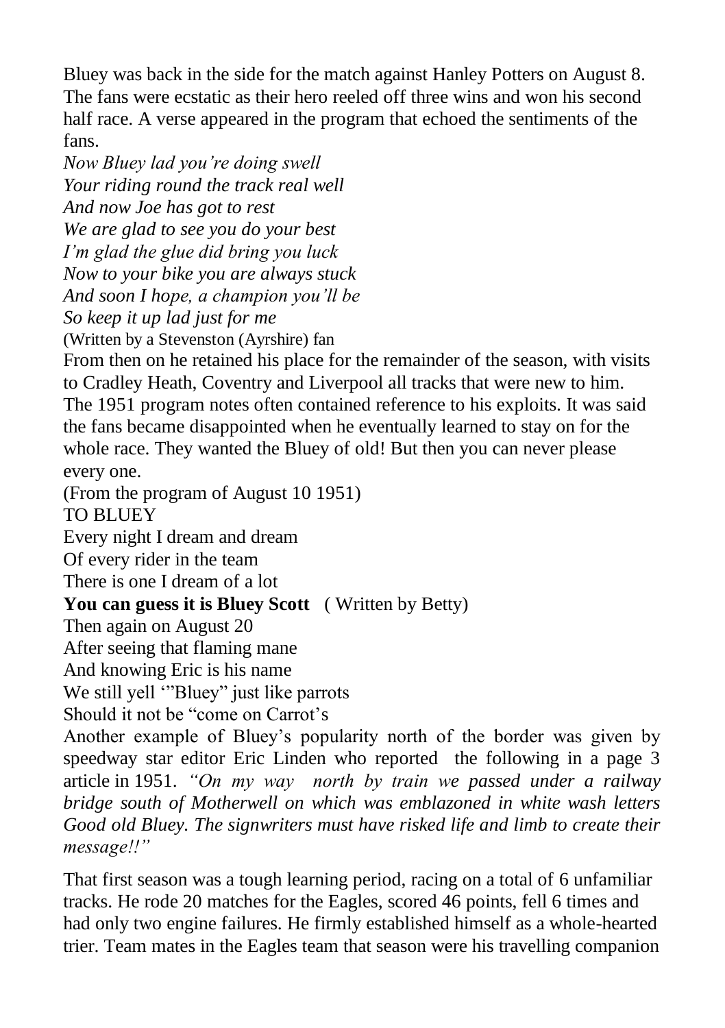Bluey was back in the side for the match against Hanley Potters on August 8. The fans were ecstatic as their hero reeled off three wins and won his second half race. A verse appeared in the program that echoed the sentiments of the fans.

*Now Bluey lad you're doing swell*
*Your riding round the track real well*
*And now Joe has got to rest*
*We are glad to see you do your best*
*I'm glad the glue did bring you luck*
*Now to your bike you are always stuck*
*And soon I hope, a champion you'll be*
*So keep it up lad just for me*
(Written by a Stevenston (Ayrshire) fan

From then on he retained his place for the remainder of the season, with visits to Cradley Heath, Coventry and Liverpool all tracks that were new to him. The 1951 program notes often contained reference to his exploits. It was said the fans became disappointed when he eventually learned to stay on for the whole race. They wanted the Bluey of old! But then you can never please every one.

(From the program of August 10 1951)

TO BLUEY

Every night I dream and dream
Of every rider in the team
There is one I dream of a lot
**You can guess it is Bluey Scott** ( Written by Betty)

Then again on August 20

After seeing that flaming mane
And knowing Eric is his name
We still yell '"Bluey" just like parrots
Should it not be "come on Carrot's

Another example of Bluey's popularity north of the border was given by speedway star editor Eric Linden who reported the following in a page 3 article in 1951. *"On my way north by train we passed under a railway bridge south of Motherwell on which was emblazoned in white wash letters Good old Bluey. The signwriters must have risked life and limb to create their message!!"*

That first season was a tough learning period, racing on a total of 6 unfamiliar tracks. He rode 20 matches for the Eagles, scored 46 points, fell 6 times and had only two engine failures. He firmly established himself as a whole-hearted trier. Team mates in the Eagles team that season were his travelling companion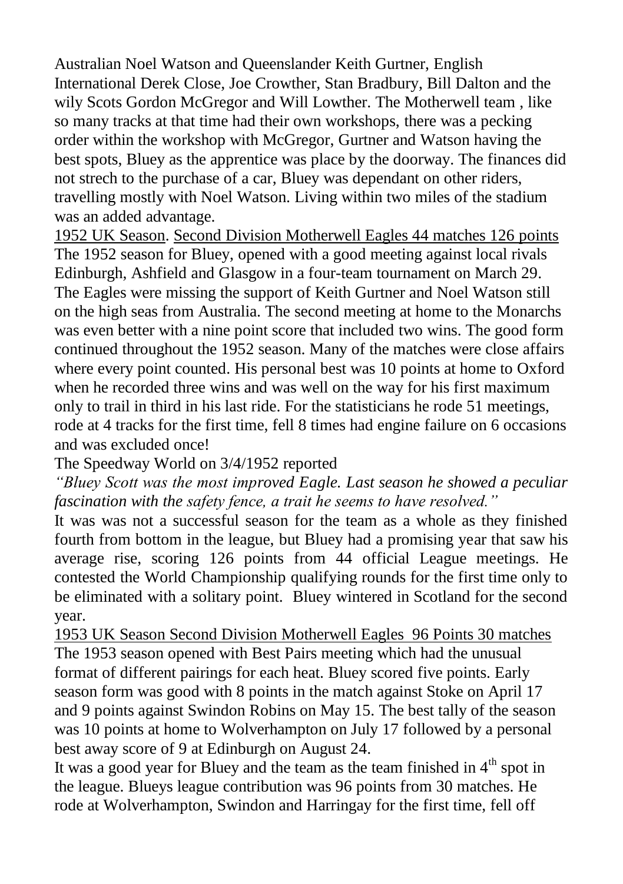Australian Noel Watson and Queenslander Keith Gurtner, English International Derek Close, Joe Crowther, Stan Bradbury, Bill Dalton and the wily Scots Gordon McGregor and Will Lowther. The Motherwell team , like so many tracks at that time had their own workshops, there was a pecking order within the workshop with McGregor, Gurtner and Watson having the best spots, Bluey as the apprentice was place by the doorway. The finances did not strech to the purchase of a car, Bluey was dependant on other riders, travelling mostly with Noel Watson. Living within two miles of the stadium was an added advantage.

<u>1952 UK Season</u>. <u>Second Division Motherwell Eagles 44 matches 126 points</u>

The 1952 season for Bluey, opened with a good meeting against local rivals Edinburgh, Ashfield and Glasgow in a four-team tournament on March 29. The Eagles were missing the support of Keith Gurtner and Noel Watson still on the high seas from Australia. The second meeting at home to the Monarchs was even better with a nine point score that included two wins. The good form continued throughout the 1952 season. Many of the matches were close affairs where every point counted. His personal best was 10 points at home to Oxford when he recorded three wins and was well on the way for his first maximum only to trail in third in his last ride. For the statisticians he rode 51 meetings, rode at 4 tracks for the first time, fell 8 times had engine failure on 6 occasions and was excluded once!

The Speedway World on 3/4/1952 reported

*"Bluey Scott was the most improved Eagle. Last season he showed a peculiar fascination with the safety fence, a trait he seems to have resolved."*

It was was not a successful season for the team as a whole as they finished fourth from bottom in the league, but Bluey had a promising year that saw his average rise, scoring 126 points from 44 official League meetings. He contested the World Championship qualifying rounds for the first time only to be eliminated with a solitary point. Bluey wintered in Scotland for the second year.

<u>1953 UK Season Second Division Motherwell Eagles 96 Points 30 matches</u>

The 1953 season opened with Best Pairs meeting which had the unusual format of different pairings for each heat. Bluey scored five points. Early season form was good with 8 points in the match against Stoke on April 17 and 9 points against Swindon Robins on May 15. The best tally of the season was 10 points at home to Wolverhampton on July 17 followed by a personal best away score of 9 at Edinburgh on August 24.

It was a good year for Bluey and the team as the team finished in 4th spot in the league. Blueys league contribution was 96 points from 30 matches. He rode at Wolverhampton, Swindon and Harringay for the first time, fell off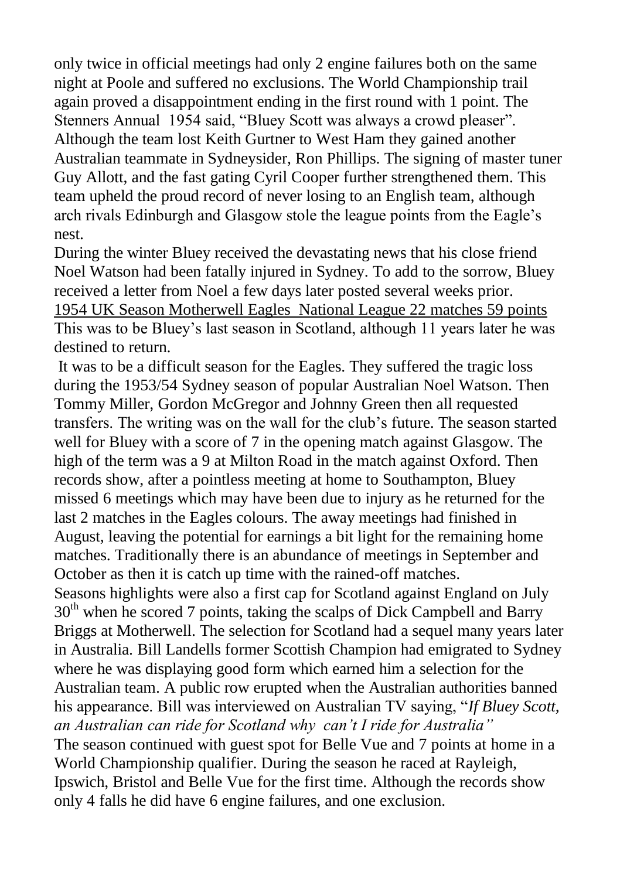only twice in official meetings had only 2 engine failures both on the same night at Poole and suffered no exclusions. The World Championship trail again proved a disappointment ending in the first round with 1 point. The Stenners Annual 1954 said, "Bluey Scott was always a crowd pleaser". Although the team lost Keith Gurtner to West Ham they gained another Australian teammate in Sydneysider, Ron Phillips. The signing of master tuner Guy Allott, and the fast gating Cyril Cooper further strengthened them. This team upheld the proud record of never losing to an English team, although arch rivals Edinburgh and Glasgow stole the league points from the Eagle's nest.

During the winter Bluey received the devastating news that his close friend Noel Watson had been fatally injured in Sydney. To add to the sorrow, Bluey received a letter from Noel a few days later posted several weeks prior.

<u>1954 UK Season Motherwell Eagles National League 22 matches 59 points</u>

This was to be Bluey's last season in Scotland, although 11 years later he was destined to return.

It was to be a difficult season for the Eagles. They suffered the tragic loss during the 1953/54 Sydney season of popular Australian Noel Watson. Then Tommy Miller, Gordon McGregor and Johnny Green then all requested transfers. The writing was on the wall for the club's future. The season started well for Bluey with a score of 7 in the opening match against Glasgow. The high of the term was a 9 at Milton Road in the match against Oxford. Then records show, after a pointless meeting at home to Southampton, Bluey missed 6 meetings which may have been due to injury as he returned for the last 2 matches in the Eagles colours. The away meetings had finished in August, leaving the potential for earnings a bit light for the remaining home matches. Traditionally there is an abundance of meetings in September and October as then it is catch up time with the rained-off matches.

Seasons highlights were also a first cap for Scotland against England on July 30th when he scored 7 points, taking the scalps of Dick Campbell and Barry Briggs at Motherwell. The selection for Scotland had a sequel many years later in Australia. Bill Landells former Scottish Champion had emigrated to Sydney where he was displaying good form which earned him a selection for the Australian team. A public row erupted when the Australian authorities banned his appearance. Bill was interviewed on Australian TV saying, "*If Bluey Scott, an Australian can ride for Scotland why can't I ride for Australia"*

The season continued with guest spot for Belle Vue and 7 points at home in a World Championship qualifier. During the season he raced at Rayleigh, Ipswich, Bristol and Belle Vue for the first time. Although the records show only 4 falls he did have 6 engine failures, and one exclusion.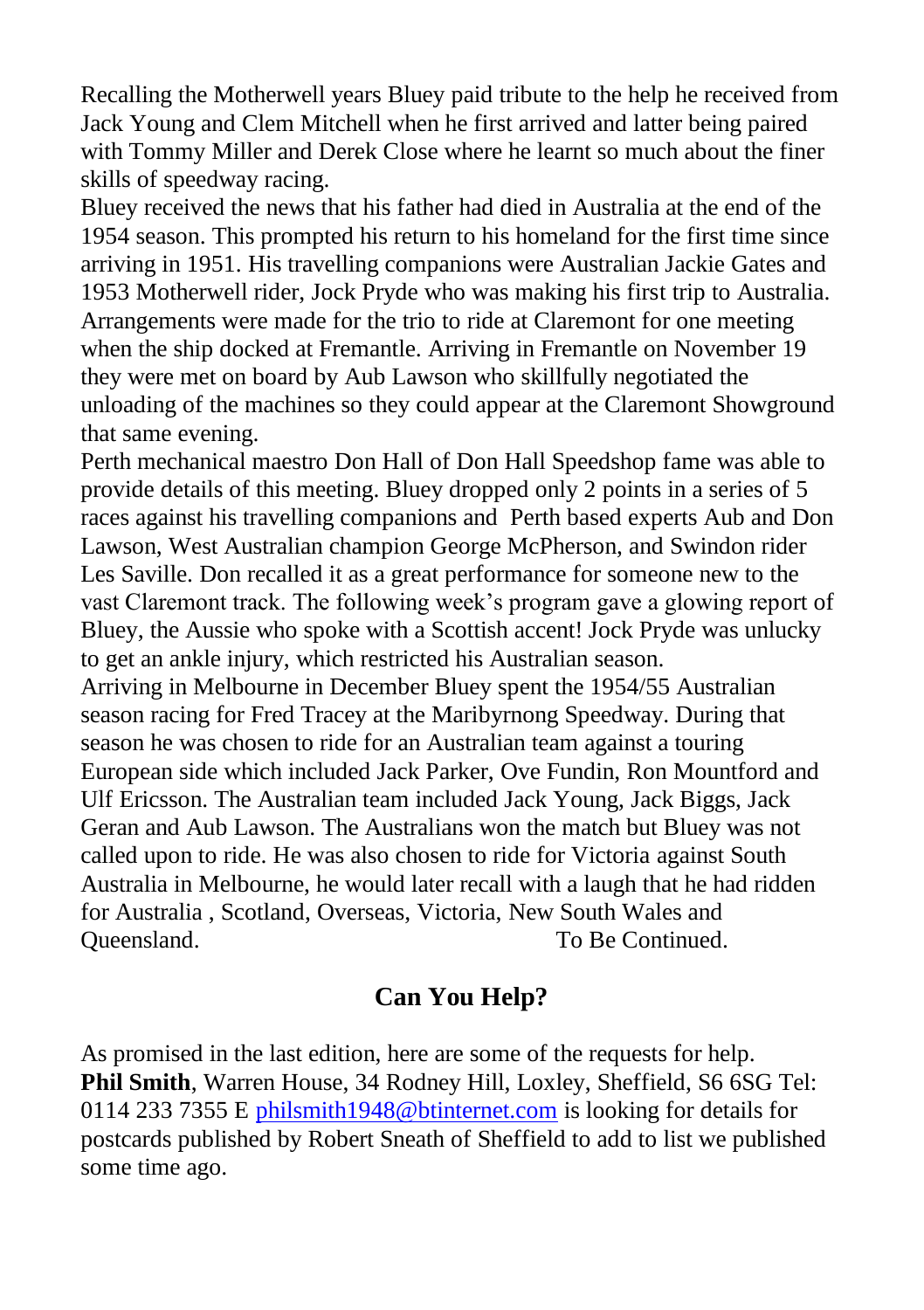Recalling the Motherwell years Bluey paid tribute to the help he received from Jack Young and Clem Mitchell when he first arrived and latter being paired with Tommy Miller and Derek Close where he learnt so much about the finer skills of speedway racing.

Bluey received the news that his father had died in Australia at the end of the 1954 season. This prompted his return to his homeland for the first time since arriving in 1951. His travelling companions were Australian Jackie Gates and 1953 Motherwell rider, Jock Pryde who was making his first trip to Australia. Arrangements were made for the trio to ride at Claremont for one meeting when the ship docked at Fremantle. Arriving in Fremantle on November 19 they were met on board by Aub Lawson who skillfully negotiated the unloading of the machines so they could appear at the Claremont Showground that same evening.

Perth mechanical maestro Don Hall of Don Hall Speedshop fame was able to provide details of this meeting. Bluey dropped only 2 points in a series of 5 races against his travelling companions and Perth based experts Aub and Don Lawson, West Australian champion George McPherson, and Swindon rider Les Saville. Don recalled it as a great performance for someone new to the vast Claremont track. The following week's program gave a glowing report of Bluey, the Aussie who spoke with a Scottish accent! Jock Pryde was unlucky to get an ankle injury, which restricted his Australian season.

Arriving in Melbourne in December Bluey spent the 1954/55 Australian season racing for Fred Tracey at the Maribyrnong Speedway. During that season he was chosen to ride for an Australian team against a touring European side which included Jack Parker, Ove Fundin, Ron Mountford and Ulf Ericsson. The Australian team included Jack Young, Jack Biggs, Jack Geran and Aub Lawson. The Australians won the match but Bluey was not called upon to ride. He was also chosen to ride for Victoria against South Australia in Melbourne, he would later recall with a laugh that he had ridden for Australia , Scotland, Overseas, Victoria, New South Wales and Queensland.

To Be Continued.

## Can You Help?

As promised in the last edition, here are some of the requests for help.

**Phil Smith**, Warren House, 34 Rodney Hill, Loxley, Sheffield, S6 6SG Tel: 0114 233 7355 E philsmith1948@btinternet.com is looking for details for postcards published by Robert Sneath of Sheffield to add to list we published some time ago.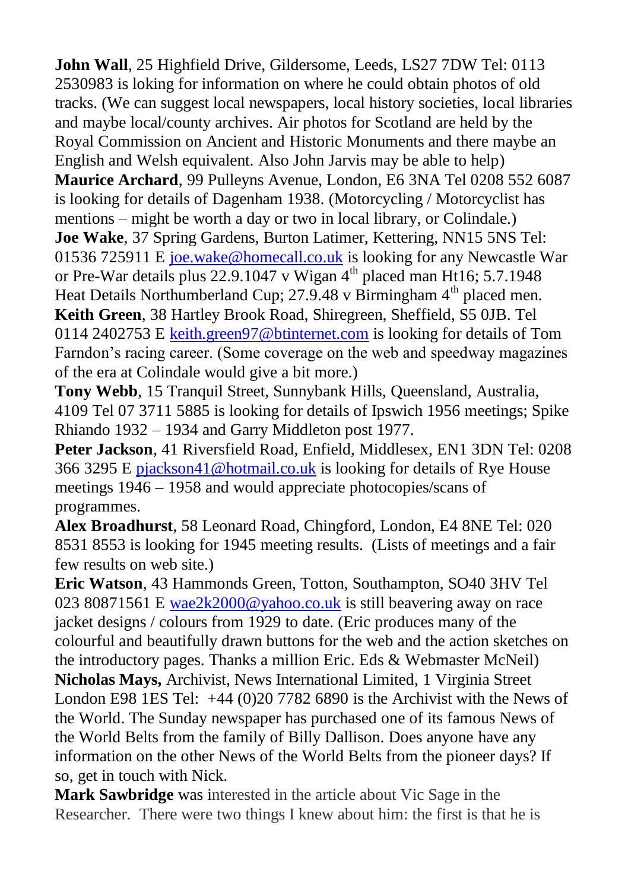**John Wall**, 25 Highfield Drive, Gildersome, Leeds, LS27 7DW Tel: 0113 2530983 is loking for information on where he could obtain photos of old tracks. (We can suggest local newspapers, local history societies, local libraries and maybe local/county archives. Air photos for Scotland are held by the Royal Commission on Ancient and Historic Monuments and there maybe an English and Welsh equivalent. Also John Jarvis may be able to help)

**Maurice Archard**, 99 Pulleyns Avenue, London, E6 3NA Tel 0208 552 6087 is looking for details of Dagenham 1938. (Motorcycling / Motorcyclist has mentions – might be worth a day or two in local library, or Colindale.)

**Joe Wake**, 37 Spring Gardens, Burton Latimer, Kettering, NN15 5NS Tel: 01536 725911 E joe.wake@homecall.co.uk is looking for any Newcastle War or Pre-War details plus 22.9.1047 v Wigan 4th placed man Ht16; 5.7.1948 Heat Details Northumberland Cup; 27.9.48 v Birmingham 4th placed men.

**Keith Green**, 38 Hartley Brook Road, Shiregreen, Sheffield, S5 0JB. Tel 0114 2402753 E keith.green97@btinternet.com is looking for details of Tom Farndon's racing career. (Some coverage on the web and speedway magazines of the era at Colindale would give a bit more.)

**Tony Webb**, 15 Tranquil Street, Sunnybank Hills, Queensland, Australia, 4109 Tel 07 3711 5885 is looking for details of Ipswich 1956 meetings; Spike Rhiando 1932 – 1934 and Garry Middleton post 1977.

**Peter Jackson**, 41 Riversfield Road, Enfield, Middlesex, EN1 3DN Tel: 0208 366 3295 E pjackson41@hotmail.co.uk is looking for details of Rye House meetings 1946 – 1958 and would appreciate photocopies/scans of programmes.

**Alex Broadhurst**, 58 Leonard Road, Chingford, London, E4 8NE Tel: 020 8531 8553 is looking for 1945 meeting results. (Lists of meetings and a fair few results on web site.)

**Eric Watson**, 43 Hammonds Green, Totton, Southampton, SO40 3HV Tel 023 80871561 E wae2k2000@yahoo.co.uk is still beavering away on race jacket designs / colours from 1929 to date. (Eric produces many of the colourful and beautifully drawn buttons for the web and the action sketches on the introductory pages. Thanks a million Eric. Eds & Webmaster McNeil)

**Nicholas Mays,** Archivist, News International Limited, 1 Virginia Street London E98 1ES Tel: +44 (0)20 7782 6890 is the Archivist with the News of the World. The Sunday newspaper has purchased one of its famous News of the World Belts from the family of Billy Dallison. Does anyone have any information on the other News of the World Belts from the pioneer days? If so, get in touch with Nick.

**Mark Sawbridge** was interested in the article about Vic Sage in the Researcher. There were two things I knew about him: the first is that he is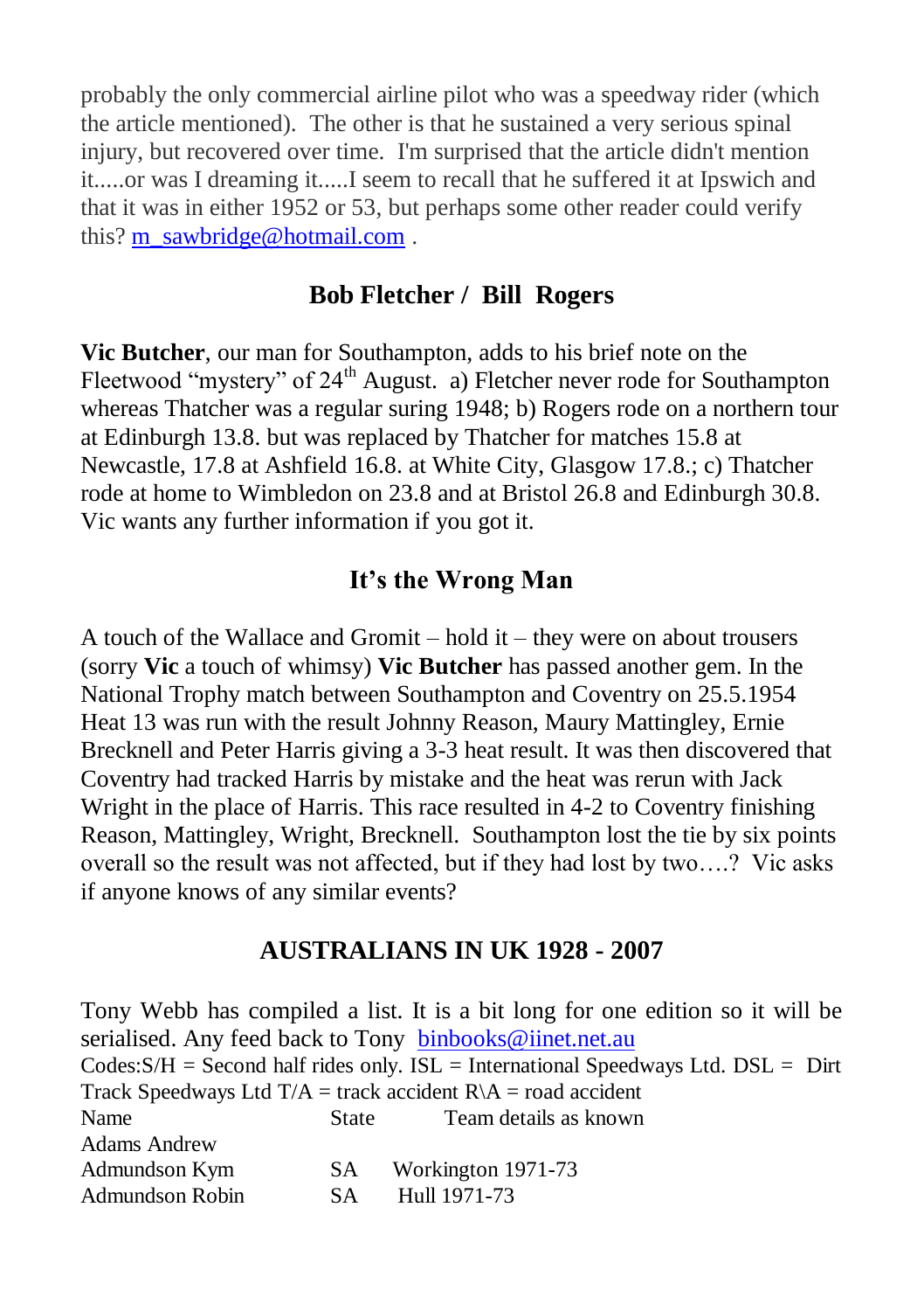probably the only commercial airline pilot who was a speedway rider (which the article mentioned). The other is that he sustained a very serious spinal injury, but recovered over time. I'm surprised that the article didn't mention it.....or was I dreaming it.....I seem to recall that he suffered it at Ipswich and that it was in either 1952 or 53, but perhaps some other reader could verify this? m_sawbridge@hotmail.com .

## Bob Fletcher / Bill Rogers

**Vic Butcher**, our man for Southampton, adds to his brief note on the Fleetwood "mystery" of 24th August. a) Fletcher never rode for Southampton whereas Thatcher was a regular suring 1948; b) Rogers rode on a northern tour at Edinburgh 13.8. but was replaced by Thatcher for matches 15.8 at Newcastle, 17.8 at Ashfield 16.8. at White City, Glasgow 17.8.; c) Thatcher rode at home to Wimbledon on 23.8 and at Bristol 26.8 and Edinburgh 30.8. Vic wants any further information if you got it.

## It's the Wrong Man

A touch of the Wallace and Gromit – hold it – they were on about trousers (sorry **Vic** a touch of whimsy) **Vic Butcher** has passed another gem. In the National Trophy match between Southampton and Coventry on 25.5.1954 Heat 13 was run with the result Johnny Reason, Maury Mattingley, Ernie Brecknell and Peter Harris giving a 3-3 heat result. It was then discovered that Coventry had tracked Harris by mistake and the heat was rerun with Jack Wright in the place of Harris. This race resulted in 4-2 to Coventry finishing Reason, Mattingley, Wright, Brecknell. Southampton lost the tie by six points overall so the result was not affected, but if they had lost by two….? Vic asks if anyone knows of any similar events?

## AUSTRALIANS IN UK 1928 - 2007

Tony Webb has compiled a list. It is a bit long for one edition so it will be serialised. Any feed back to Tony binbooks@iinet.net.au

Codes:S/H = Second half rides only. ISL = International Speedways Ltd. DSL = Dirt Track Speedways Ltd T/A = track accident R\A = road accident

| Name | State | Team details as known |
|---|---|---|
| Adams Andrew | | |
| Admundson Kym | SA | Workington 1971-73 |
| Admundson Robin | SA | Hull 1971-73 |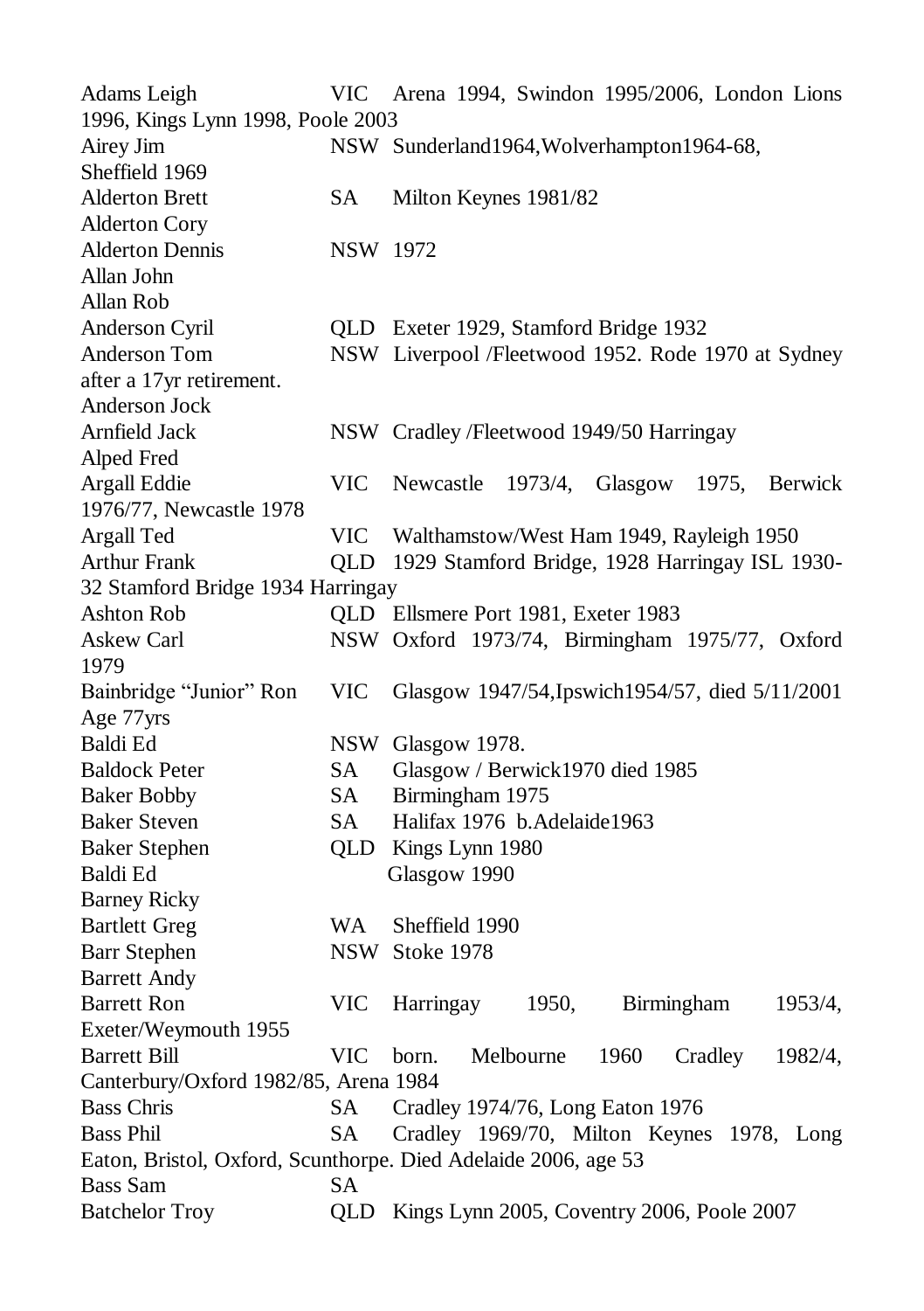Adams Leigh VIC Arena 1994, Swindon 1995/2006, London Lions 1996, Kings Lynn 1998, Poole 2003
Airey Jim NSW Sunderland1964,Wolverhampton1964-68, Sheffield 1969
Alderton Brett SA Milton Keynes 1981/82
Alderton Cory
Alderton Dennis NSW 1972
Allan John
Allan Rob
Anderson Cyril QLD Exeter 1929, Stamford Bridge 1932
Anderson Tom NSW Liverpool /Fleetwood 1952. Rode 1970 at Sydney after a 17yr retirement.
Anderson Jock
Arnfield Jack NSW Cradley /Fleetwood 1949/50 Harringay
Alped Fred
Argall Eddie VIC Newcastle 1973/4, Glasgow 1975, Berwick 1976/77, Newcastle 1978
Argall Ted VIC Walthamstow/West Ham 1949, Rayleigh 1950
Arthur Frank QLD 1929 Stamford Bridge, 1928 Harringay ISL 1930-32 Stamford Bridge 1934 Harringay
Ashton Rob QLD Ellsmere Port 1981, Exeter 1983
Askew Carl NSW Oxford 1973/74, Birmingham 1975/77, Oxford 1979
Bainbridge "Junior" Ron VIC Glasgow 1947/54,Ipswich1954/57, died 5/11/2001 Age 77yrs
Baldi Ed NSW Glasgow 1978.
Baldock Peter SA Glasgow / Berwick1970 died 1985
Baker Bobby SA Birmingham 1975
Baker Steven SA Halifax 1976 b.Adelaide1963
Baker Stephen QLD Kings Lynn 1980
Baldi Ed Glasgow 1990
Barney Ricky
Bartlett Greg WA Sheffield 1990
Barr Stephen NSW Stoke 1978
Barrett Andy
Barrett Ron VIC Harringay 1950, Birmingham 1953/4, Exeter/Weymouth 1955
Barrett Bill VIC born. Melbourne 1960 Cradley 1982/4, Canterbury/Oxford 1982/85, Arena 1984
Bass Chris SA Cradley 1974/76, Long Eaton 1976
Bass Phil SA Cradley 1969/70, Milton Keynes 1978, Long Eaton, Bristol, Oxford, Scunthorpe. Died Adelaide 2006, age 53
Bass Sam SA
Batchelor Troy QLD Kings Lynn 2005, Coventry 2006, Poole 2007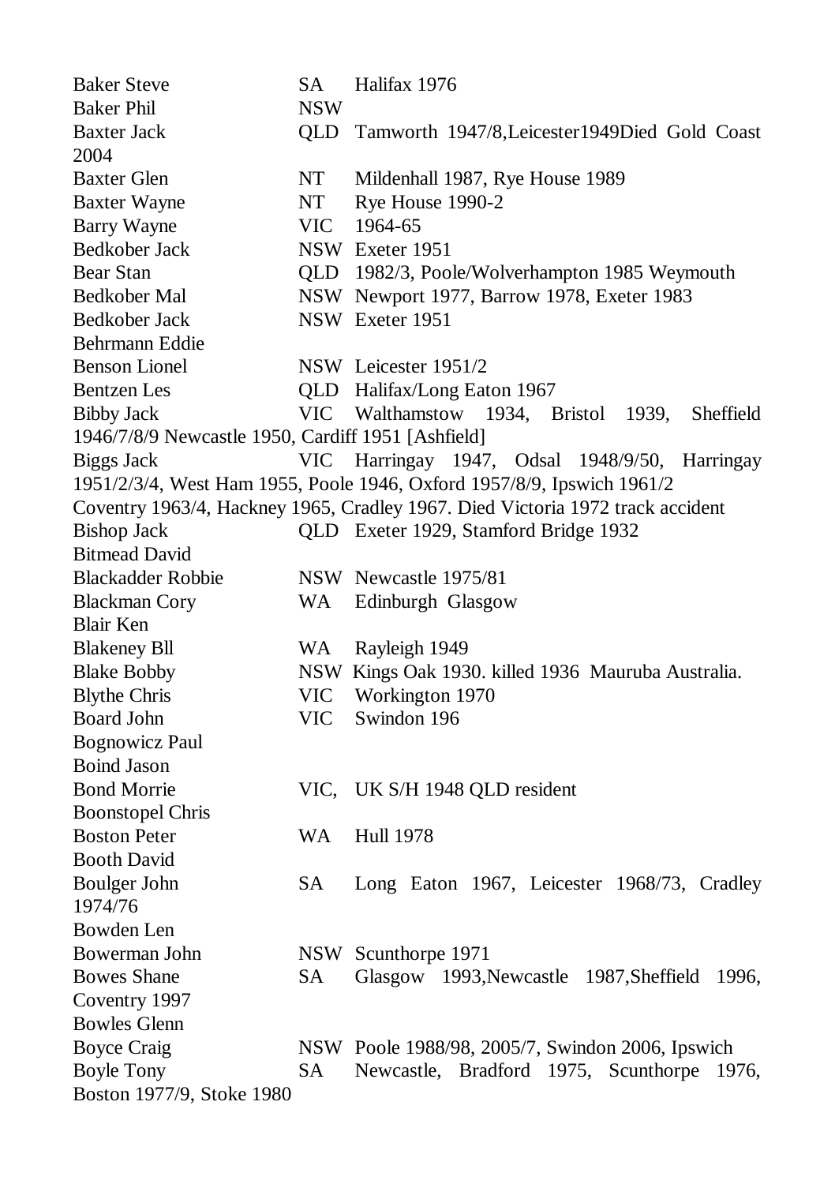Baker Steve SA Halifax 1976

Baker Phil NSW

Baxter Jack QLD Tamworth 1947/8,Leicester1949Died Gold Coast 2004

Baxter Glen NT Mildenhall 1987, Rye House 1989

Baxter Wayne NT Rye House 1990-2

Barry Wayne VIC 1964-65

Bedkober Jack NSW Exeter 1951

Bear Stan QLD 1982/3, Poole/Wolverhampton 1985 Weymouth

Bedkober Mal NSW Newport 1977, Barrow 1978, Exeter 1983

Bedkober Jack NSW Exeter 1951

Behrmann Eddie

Benson Lionel NSW Leicester 1951/2

Bentzen Les QLD Halifax/Long Eaton 1967

Bibby Jack VIC Walthamstow 1934, Bristol 1939, Sheffield 1946/7/8/9 Newcastle 1950, Cardiff 1951 [Ashfield]

Biggs Jack VIC Harringay 1947, Odsal 1948/9/50, Harringay 1951/2/3/4, West Ham 1955, Poole 1946, Oxford 1957/8/9, Ipswich 1961/2 Coventry 1963/4, Hackney 1965, Cradley 1967. Died Victoria 1972 track accident

Bishop Jack QLD Exeter 1929, Stamford Bridge 1932

Bitmead David

Blackadder Robbie NSW Newcastle 1975/81

Blackman Cory WA Edinburgh Glasgow

Blair Ken

Blakeney Bll WA Rayleigh 1949

Blake Bobby NSW Kings Oak 1930. killed 1936 Mauruba Australia.

Blythe Chris VIC Workington 1970

Board John VIC Swindon 196

Bognowicz Paul

Boind Jason

Bond Morrie VIC, UK S/H 1948 QLD resident

Boonstopel Chris

Boston Peter WA Hull 1978

Booth David

Boulger John SA Long Eaton 1967, Leicester 1968/73, Cradley 1974/76

Bowden Len

Bowerman John NSW Scunthorpe 1971

Bowes Shane SA Glasgow 1993,Newcastle 1987,Sheffield 1996, Coventry 1997

Bowles Glenn

Boyce Craig NSW Poole 1988/98, 2005/7, Swindon 2006, Ipswich

Boyle Tony SA Newcastle, Bradford 1975, Scunthorpe 1976, Boston 1977/9, Stoke 1980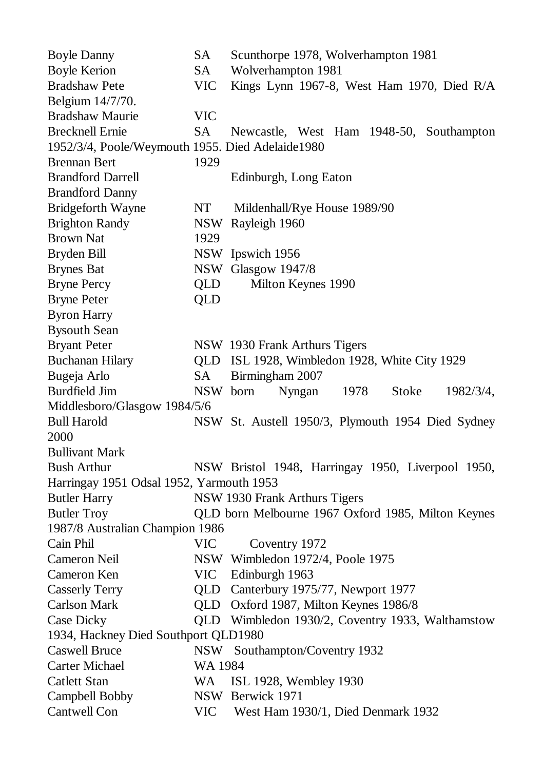Boyle Danny SA Scunthorpe 1978, Wolverhampton 1981
Boyle Kerion SA Wolverhampton 1981
Bradshaw Pete VIC Kings Lynn 1967-8, West Ham 1970, Died R/A Belgium 14/7/70.
Bradshaw Maurie VIC
Brecknell Ernie SA Newcastle, West Ham 1948-50, Southampton 1952/3/4, Poole/Weymouth 1955. Died Adelaide1980
Brennan Bert 1929
Brandford Darrell Edinburgh, Long Eaton
Brandford Danny
Bridgeforth Wayne NT Mildenhall/Rye House 1989/90
Brighton Randy NSW Rayleigh 1960
Brown Nat 1929
Bryden Bill NSW Ipswich 1956
Brynes Bat NSW Glasgow 1947/8
Bryne Percy QLD Milton Keynes 1990
Bryne Peter QLD
Byron Harry
Bysouth Sean
Bryant Peter NSW 1930 Frank Arthurs Tigers
Buchanan Hilary QLD ISL 1928, Wimbledon 1928, White City 1929
Bugeja Arlo SA Birmingham 2007
Burdfield Jim NSW born Nyngan 1978 Stoke 1982/3/4, Middlesboro/Glasgow 1984/5/6
Bull Harold NSW St. Austell 1950/3, Plymouth 1954 Died Sydney 2000
Bullivant Mark
Bush Arthur NSW Bristol 1948, Harringay 1950, Liverpool 1950, Harringay 1951 Odsal 1952, Yarmouth 1953
Butler Harry NSW 1930 Frank Arthurs Tigers
Butler Troy QLD born Melbourne 1967 Oxford 1985, Milton Keynes 1987/8 Australian Champion 1986
Cain Phil VIC Coventry 1972
Cameron Neil NSW Wimbledon 1972/4, Poole 1975
Cameron Ken VIC Edinburgh 1963
Casserly Terry QLD Canterbury 1975/77, Newport 1977
Carlson Mark QLD Oxford 1987, Milton Keynes 1986/8
Case Dicky QLD Wimbledon 1930/2, Coventry 1933, Walthamstow 1934, Hackney Died Southport QLD1980
Caswell Bruce NSW Southampton/Coventry 1932
Carter Michael WA 1984
Catlett Stan WA ISL 1928, Wembley 1930
Campbell Bobby NSW Berwick 1971
Cantwell Con VIC West Ham 1930/1, Died Denmark 1932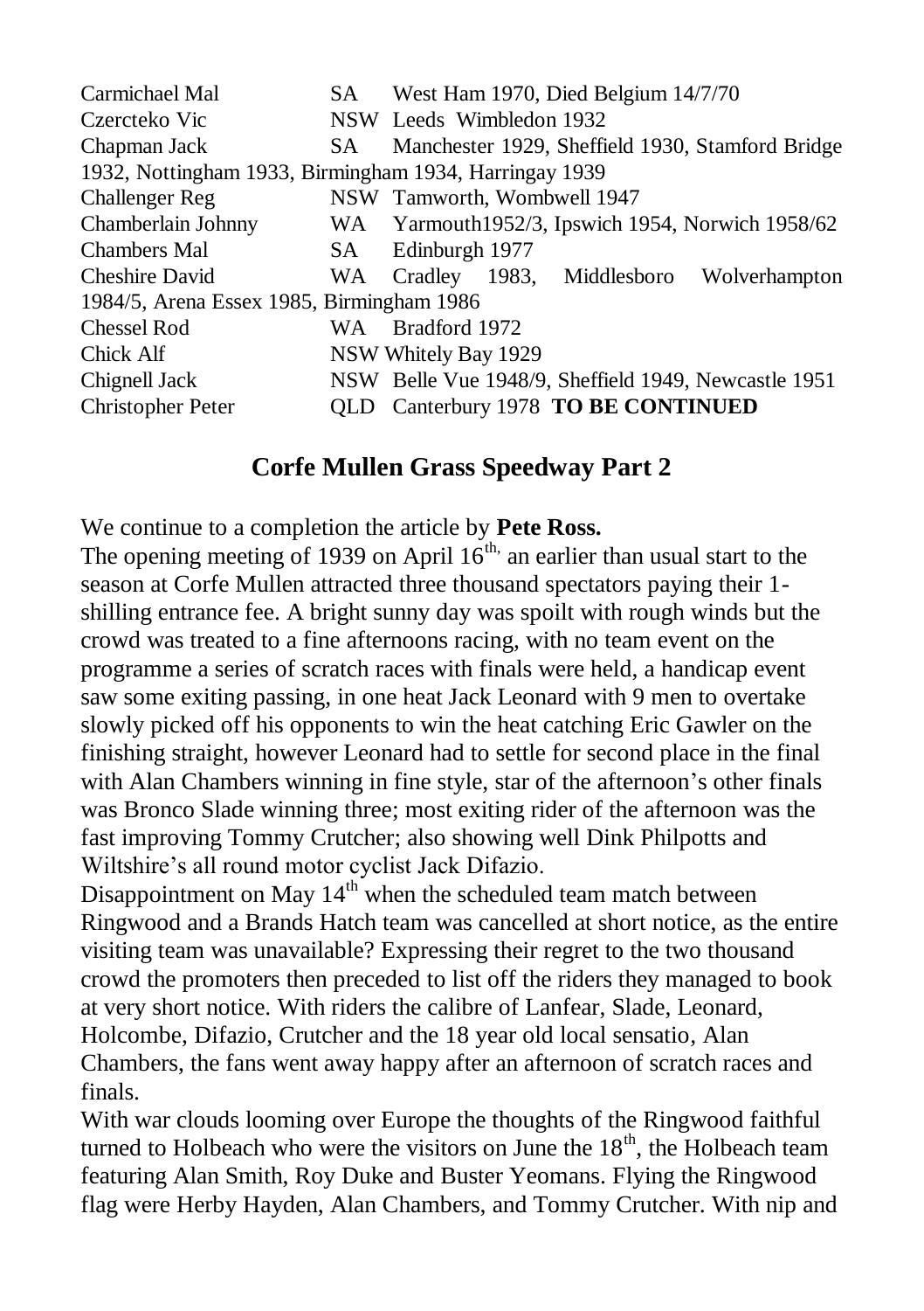| | | |
|---|---|---|
| Carmichael Mal | SA | West Ham 1970, Died Belgium 14/7/70 |
| Czercteko Vic | NSW | Leeds Wimbledon 1932 |
| Chapman Jack | SA | Manchester 1929, Sheffield 1930, Stamford Bridge 1932, Nottingham 1933, Birmingham 1934, Harringay 1939 |
| Challenger Reg | NSW | Tamworth, Wombwell 1947 |
| Chamberlain Johnny | WA | Yarmouth1952/3, Ipswich 1954, Norwich 1958/62 |
| Chambers Mal | SA | Edinburgh 1977 |
| Cheshire David | WA | Cradley 1983, Middlesboro Wolverhampton 1984/5, Arena Essex 1985, Birmingham 1986 |
| Chessel Rod | WA | Bradford 1972 |
| Chick Alf | NSW | Whitely Bay 1929 |
| Chignell Jack | NSW | Belle Vue 1948/9, Sheffield 1949, Newcastle 1951 |
| Christopher Peter | QLD | Canterbury 1978 **TO BE CONTINUED** |

## Corfe Mullen Grass Speedway Part 2

We continue to a completion the article by **Pete Ross.**

The opening meeting of 1939 on April 16th, an earlier than usual start to the season at Corfe Mullen attracted three thousand spectators paying their 1-shilling entrance fee. A bright sunny day was spoilt with rough winds but the crowd was treated to a fine afternoons racing, with no team event on the programme a series of scratch races with finals were held, a handicap event saw some exiting passing, in one heat Jack Leonard with 9 men to overtake slowly picked off his opponents to win the heat catching Eric Gawler on the finishing straight, however Leonard had to settle for second place in the final with Alan Chambers winning in fine style, star of the afternoon's other finals was Bronco Slade winning three; most exiting rider of the afternoon was the fast improving Tommy Crutcher; also showing well Dink Philpotts and Wiltshire's all round motor cyclist Jack Difazio.

Disappointment on May 14th when the scheduled team match between Ringwood and a Brands Hatch team was cancelled at short notice, as the entire visiting team was unavailable? Expressing their regret to the two thousand crowd the promoters then preceded to list off the riders they managed to book at very short notice. With riders the calibre of Lanfear, Slade, Leonard, Holcombe, Difazio, Crutcher and the 18 year old local sensatio, Alan Chambers, the fans went away happy after an afternoon of scratch races and finals.

With war clouds looming over Europe the thoughts of the Ringwood faithful turned to Holbeach who were the visitors on June the 18th, the Holbeach team featuring Alan Smith, Roy Duke and Buster Yeomans. Flying the Ringwood flag were Herby Hayden, Alan Chambers, and Tommy Crutcher. With nip and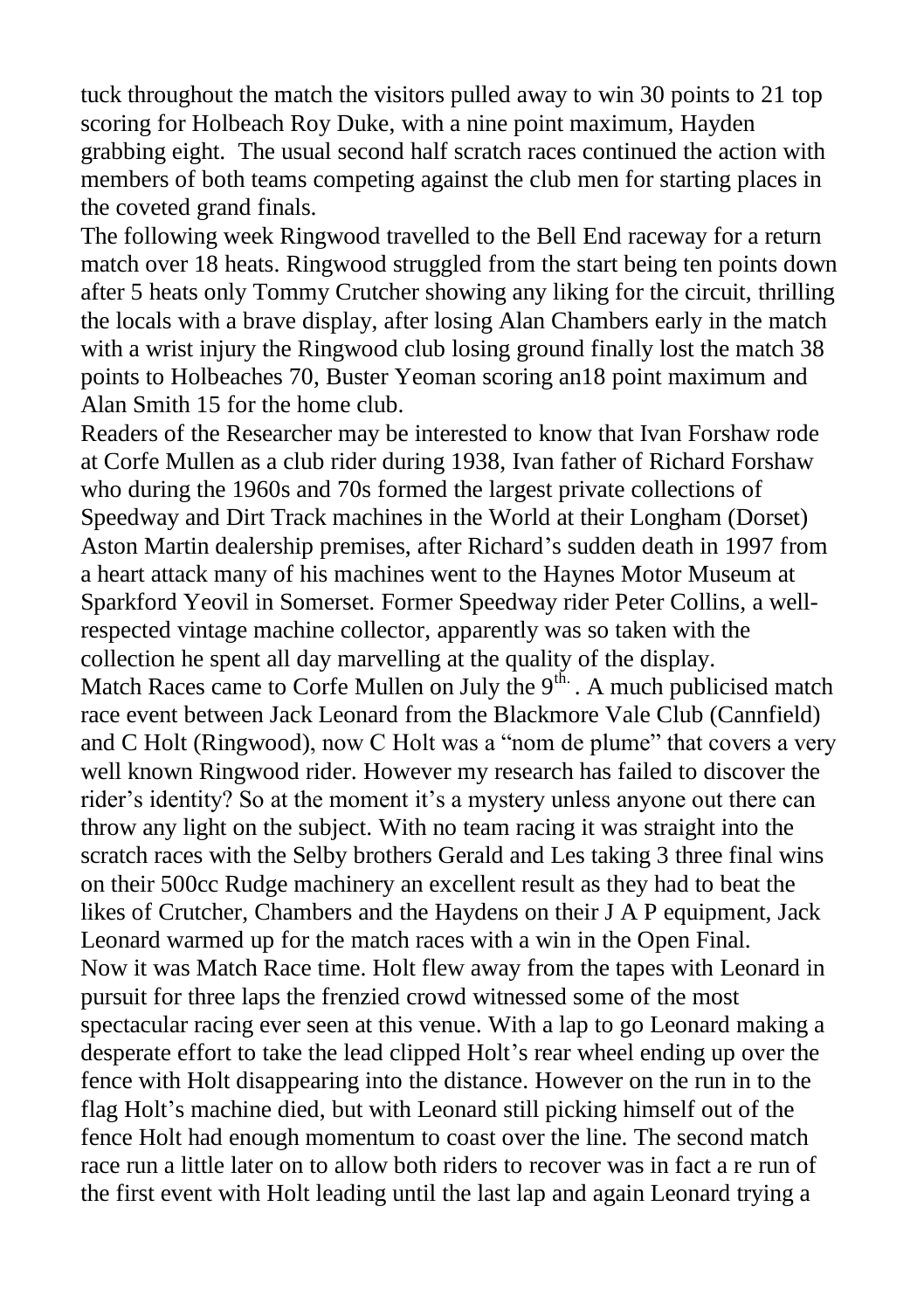tuck throughout the match the visitors pulled away to win 30 points to 21 top scoring for Holbeach Roy Duke, with a nine point maximum, Hayden grabbing eight.  The usual second half scratch races continued the action with members of both teams competing against the club men for starting places in the coveted grand finals.

The following week Ringwood travelled to the Bell End raceway for a return match over 18 heats. Ringwood struggled from the start being ten points down after 5 heats only Tommy Crutcher showing any liking for the circuit, thrilling the locals with a brave display, after losing Alan Chambers early in the match with a wrist injury the Ringwood club losing ground finally lost the match 38 points to Holbeaches 70, Buster Yeoman scoring an18 point maximum and Alan Smith 15 for the home club.

Readers of the Researcher may be interested to know that Ivan Forshaw rode at Corfe Mullen as a club rider during 1938, Ivan father of Richard Forshaw who during the 1960s and 70s formed the largest private collections of Speedway and Dirt Track machines in the World at their Longham (Dorset) Aston Martin dealership premises, after Richard's sudden death in 1997 from a heart attack many of his machines went to the Haynes Motor Museum at Sparkford Yeovil in Somerset. Former Speedway rider Peter Collins, a well-respected vintage machine collector, apparently was so taken with the collection he spent all day marvelling at the quality of the display.

Match Races came to Corfe Mullen on July the 9th. . A much publicised match race event between Jack Leonard from the Blackmore Vale Club (Cannfield) and C Holt (Ringwood), now C Holt was a "nom de plume" that covers a very well known Ringwood rider. However my research has failed to discover the rider's identity? So at the moment it's a mystery unless anyone out there can throw any light on the subject. With no team racing it was straight into the scratch races with the Selby brothers Gerald and Les taking 3 three final wins on their 500cc Rudge machinery an excellent result as they had to beat the likes of Crutcher, Chambers and the Haydens on their J A P equipment, Jack Leonard warmed up for the match races with a win in the Open Final.

Now it was Match Race time. Holt flew away from the tapes with Leonard in pursuit for three laps the frenzied crowd witnessed some of the most spectacular racing ever seen at this venue. With a lap to go Leonard making a desperate effort to take the lead clipped Holt's rear wheel ending up over the fence with Holt disappearing into the distance. However on the run in to the flag Holt's machine died, but with Leonard still picking himself out of the fence Holt had enough momentum to coast over the line. The second match race run a little later on to allow both riders to recover was in fact a re run of the first event with Holt leading until the last lap and again Leonard trying a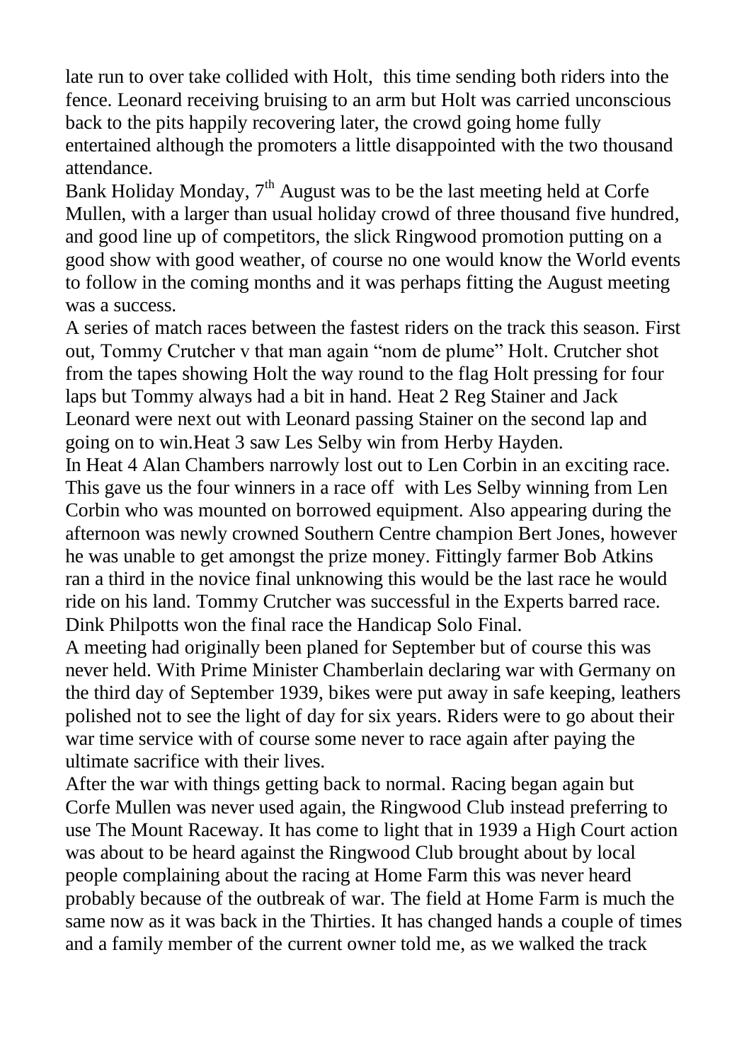late run to over take collided with Holt, this time sending both riders into the fence. Leonard receiving bruising to an arm but Holt was carried unconscious back to the pits happily recovering later, the crowd going home fully entertained although the promoters a little disappointed with the two thousand attendance.

Bank Holiday Monday, 7th August was to be the last meeting held at Corfe Mullen, with a larger than usual holiday crowd of three thousand five hundred, and good line up of competitors, the slick Ringwood promotion putting on a good show with good weather, of course no one would know the World events to follow in the coming months and it was perhaps fitting the August meeting was a success.

A series of match races between the fastest riders on the track this season. First out, Tommy Crutcher v that man again "nom de plume" Holt. Crutcher shot from the tapes showing Holt the way round to the flag Holt pressing for four laps but Tommy always had a bit in hand. Heat 2 Reg Stainer and Jack Leonard were next out with Leonard passing Stainer on the second lap and going on to win.Heat 3 saw Les Selby win from Herby Hayden.

In Heat 4 Alan Chambers narrowly lost out to Len Corbin in an exciting race. This gave us the four winners in a race off with Les Selby winning from Len Corbin who was mounted on borrowed equipment. Also appearing during the afternoon was newly crowned Southern Centre champion Bert Jones, however he was unable to get amongst the prize money. Fittingly farmer Bob Atkins ran a third in the novice final unknowing this would be the last race he would ride on his land. Tommy Crutcher was successful in the Experts barred race. Dink Philpotts won the final race the Handicap Solo Final.

A meeting had originally been planed for September but of course this was never held. With Prime Minister Chamberlain declaring war with Germany on the third day of September 1939, bikes were put away in safe keeping, leathers polished not to see the light of day for six years. Riders were to go about their war time service with of course some never to race again after paying the ultimate sacrifice with their lives.

After the war with things getting back to normal. Racing began again but Corfe Mullen was never used again, the Ringwood Club instead preferring to use The Mount Raceway. It has come to light that in 1939 a High Court action was about to be heard against the Ringwood Club brought about by local people complaining about the racing at Home Farm this was never heard probably because of the outbreak of war. The field at Home Farm is much the same now as it was back in the Thirties. It has changed hands a couple of times and a family member of the current owner told me, as we walked the track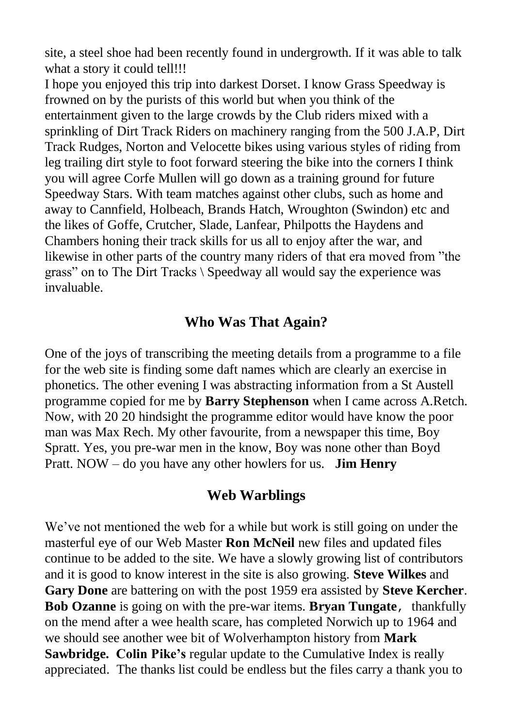site, a steel shoe had been recently found in undergrowth. If it was able to talk what a story it could tell!!!

I hope you enjoyed this trip into darkest Dorset. I know Grass Speedway is frowned on by the purists of this world but when you think of the entertainment given to the large crowds by the Club riders mixed with a sprinkling of Dirt Track Riders on machinery ranging from the 500 J.A.P, Dirt Track Rudges, Norton and Velocette bikes using various styles of riding from leg trailing dirt style to foot forward steering the bike into the corners I think you will agree Corfe Mullen will go down as a training ground for future Speedway Stars. With team matches against other clubs, such as home and away to Cannfield, Holbeach, Brands Hatch, Wroughton (Swindon) etc and the likes of Goffe, Crutcher, Slade, Lanfear, Philpotts the Haydens and Chambers honing their track skills for us all to enjoy after the war, and likewise in other parts of the country many riders of that era moved from "the grass" on to The Dirt Tracks \ Speedway all would say the experience was invaluable.

## Who Was That Again?

One of the joys of transcribing the meeting details from a programme to a file for the web site is finding some daft names which are clearly an exercise in phonetics. The other evening I was abstracting information from a St Austell programme copied for me by **Barry Stephenson** when I came across A.Retch. Now, with 20 20 hindsight the programme editor would have know the poor man was Max Rech. My other favourite, from a newspaper this time, Boy Spratt. Yes, you pre-war men in the know, Boy was none other than Boyd Pratt. NOW – do you have any other howlers for us. **Jim Henry**

## Web Warblings

We've not mentioned the web for a while but work is still going on under the masterful eye of our Web Master **Ron McNeil** new files and updated files continue to be added to the site. We have a slowly growing list of contributors and it is good to know interest in the site is also growing. **Steve Wilkes** and **Gary Done** are battering on with the post 1959 era assisted by **Steve Kercher**. **Bob Ozanne** is going on with the pre-war items. **Bryan Tungate**, thankfully on the mend after a wee health scare, has completed Norwich up to 1964 and we should see another wee bit of Wolverhampton history from **Mark Sawbridge. Colin Pike's** regular update to the Cumulative Index is really appreciated. The thanks list could be endless but the files carry a thank you to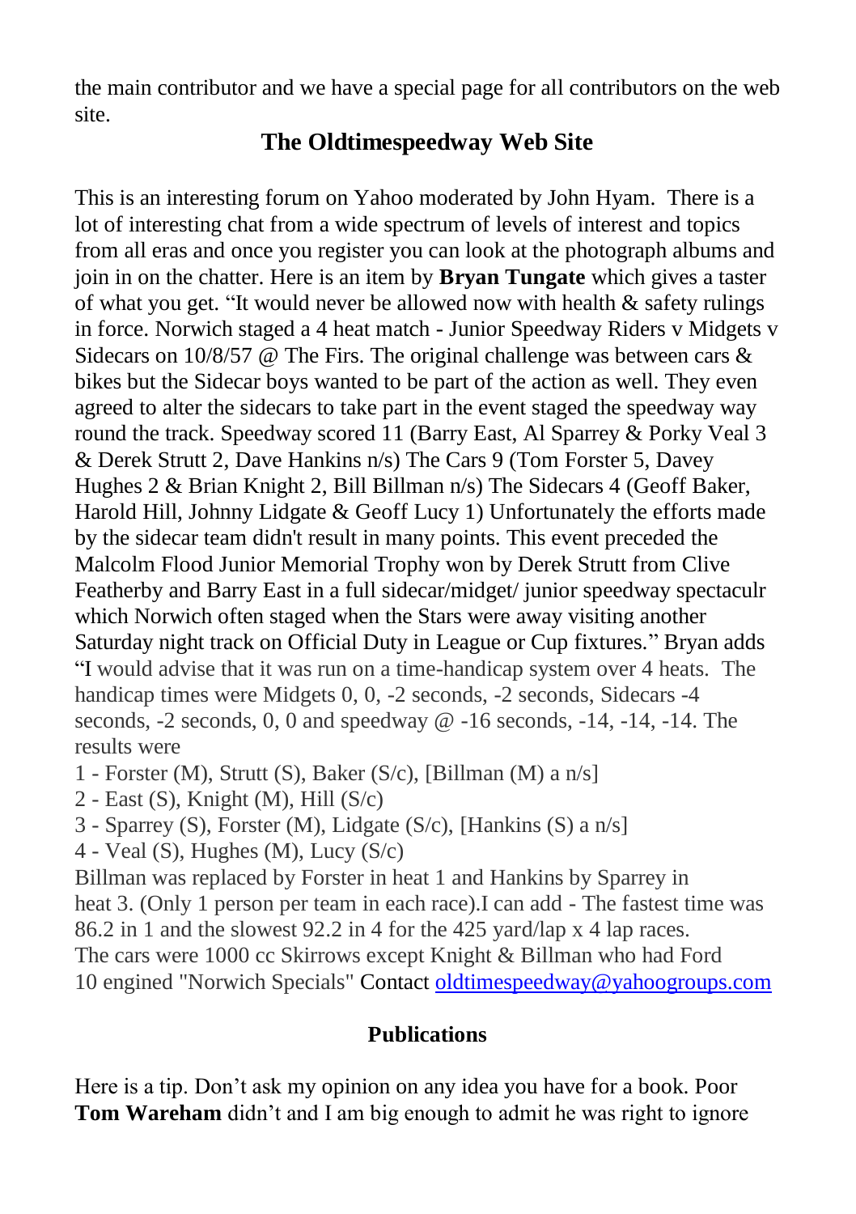the main contributor and we have a special page for all contributors on the web site.

## The Oldtimespeedway Web Site

This is an interesting forum on Yahoo moderated by John Hyam. There is a lot of interesting chat from a wide spectrum of levels of interest and topics from all eras and once you register you can look at the photograph albums and join in on the chatter. Here is an item by **Bryan Tungate** which gives a taster of what you get. "It would never be allowed now with health & safety rulings in force. Norwich staged a 4 heat match - Junior Speedway Riders v Midgets v Sidecars on 10/8/57 @ The Firs. The original challenge was between cars & bikes but the Sidecar boys wanted to be part of the action as well. They even agreed to alter the sidecars to take part in the event staged the speedway way round the track. Speedway scored 11 (Barry East, Al Sparrey & Porky Veal 3 & Derek Strutt 2, Dave Hankins n/s) The Cars 9 (Tom Forster 5, Davey Hughes 2 & Brian Knight 2, Bill Billman n/s) The Sidecars 4 (Geoff Baker, Harold Hill, Johnny Lidgate & Geoff Lucy 1) Unfortunately the efforts made by the sidecar team didn't result in many points. This event preceded the Malcolm Flood Junior Memorial Trophy won by Derek Strutt from Clive Featherby and Barry East in a full sidecar/midget/ junior speedway spectaculr which Norwich often staged when the Stars were away visiting another Saturday night track on Official Duty in League or Cup fixtures." Bryan adds "I would advise that it was run on a time-handicap system over 4 heats. The handicap times were Midgets 0, 0, -2 seconds, -2 seconds, Sidecars -4 seconds, -2 seconds, 0, 0 and speedway @ -16 seconds, -14, -14, -14. The results were

1 - Forster (M), Strutt (S), Baker (S/c), [Billman (M) a n/s]
2 - East (S), Knight (M), Hill (S/c)
3 - Sparrey (S), Forster (M), Lidgate (S/c), [Hankins (S) a n/s]
4 - Veal (S), Hughes (M), Lucy (S/c)

Billman was replaced by Forster in heat 1 and Hankins by Sparrey in heat 3. (Only 1 person per team in each race).I can add - The fastest time was 86.2 in 1 and the slowest 92.2 in 4 for the 425 yard/lap x 4 lap races. The cars were 1000 cc Skirrows except Knight & Billman who had Ford 10 engined "Norwich Specials" Contact oldtimespeedway@yahoogroups.com

## Publications

Here is a tip. Don't ask my opinion on any idea you have for a book. Poor **Tom Wareham** didn't and I am big enough to admit he was right to ignore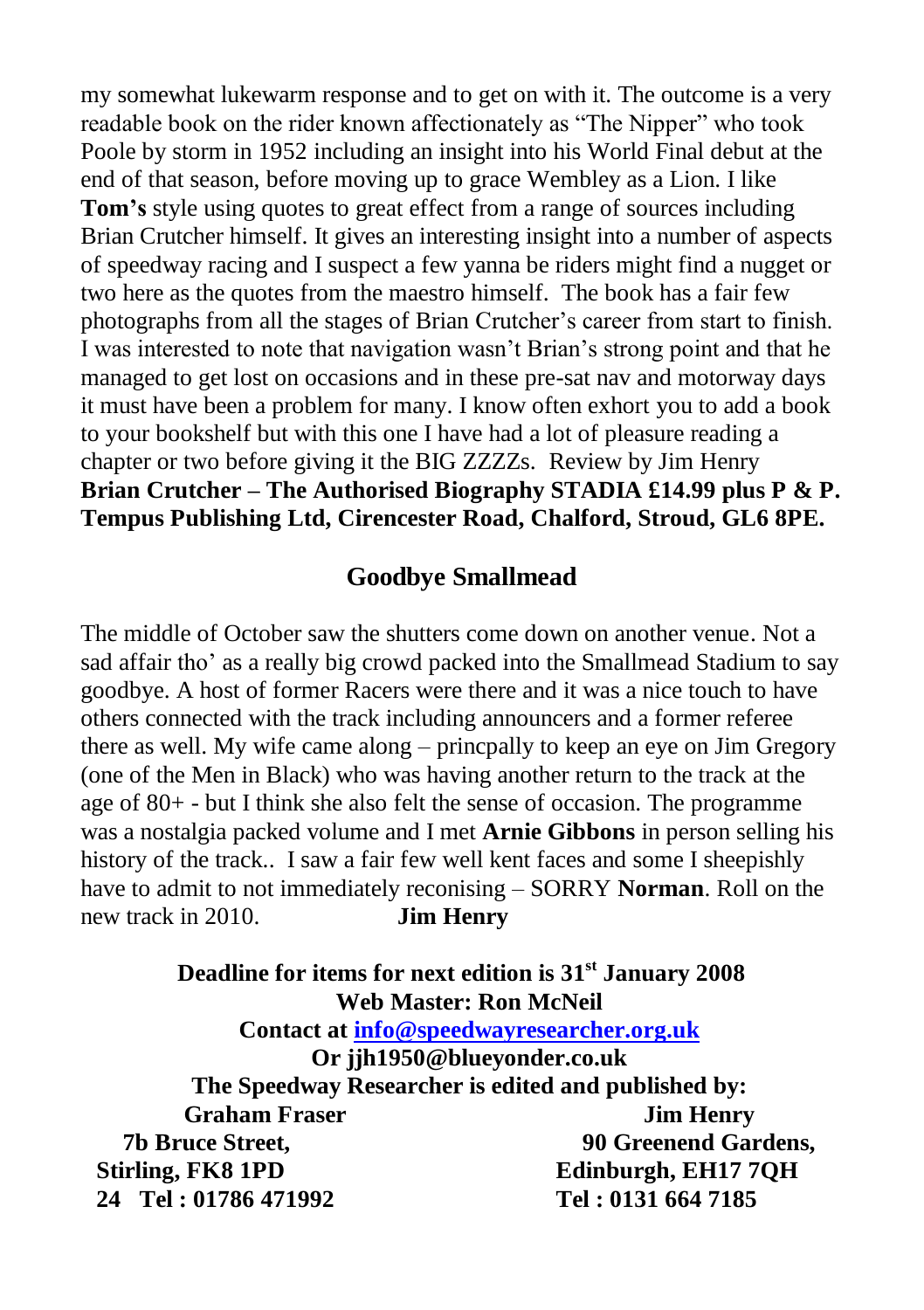my somewhat lukewarm response and to get on with it. The outcome is a very readable book on the rider known affectionately as "The Nipper" who took Poole by storm in 1952 including an insight into his World Final debut at the end of that season, before moving up to grace Wembley as a Lion. I like **Tom's** style using quotes to great effect from a range of sources including Brian Crutcher himself. It gives an interesting insight into a number of aspects of speedway racing and I suspect a few yanna be riders might find a nugget or two here as the quotes from the maestro himself. The book has a fair few photographs from all the stages of Brian Crutcher's career from start to finish. I was interested to note that navigation wasn't Brian's strong point and that he managed to get lost on occasions and in these pre-sat nav and motorway days it must have been a problem for many. I know often exhort you to add a book to your bookshelf but with this one I have had a lot of pleasure reading a chapter or two before giving it the BIG ZZZZs. Review by Jim Henry
**Brian Crutcher – The Authorised Biography STADIA £14.99 plus P & P. Tempus Publishing Ltd, Cirencester Road, Chalford, Stroud, GL6 8PE.**

## Goodbye Smallmead

The middle of October saw the shutters come down on another venue. Not a sad affair tho' as a really big crowd packed into the Smallmead Stadium to say goodbye. A host of former Racers were there and it was a nice touch to have others connected with the track including announcers and a former referee there as well. My wife came along – princpally to keep an eye on Jim Gregory (one of the Men in Black) who was having another return to the track at the age of 80+ - but I think she also felt the sense of occasion. The programme was a nostalgia packed volume and I met **Arnie Gibbons** in person selling his history of the track.. I saw a fair few well kent faces and some I sheepishly have to admit to not immediately reconising – SORRY **Norman**. Roll on the new track in 2010. **Jim Henry**

**Deadline for items for next edition is 31st January 2008**
**Web Master: Ron McNeil**
**Contact at info@speedwayresearcher.org.uk**
**Or jjh1950@blueyonder.co.uk**
**The Speedway Researcher is edited and published by:**

| Graham Fraser | Jim Henry |
|---|---|
| 7b Bruce Street, | 90 Greenend Gardens, |
| Stirling, FK8 1PD | Edinburgh, EH17 7QH |
| Tel : 01786 471992 | Tel : 0131 664 7185 |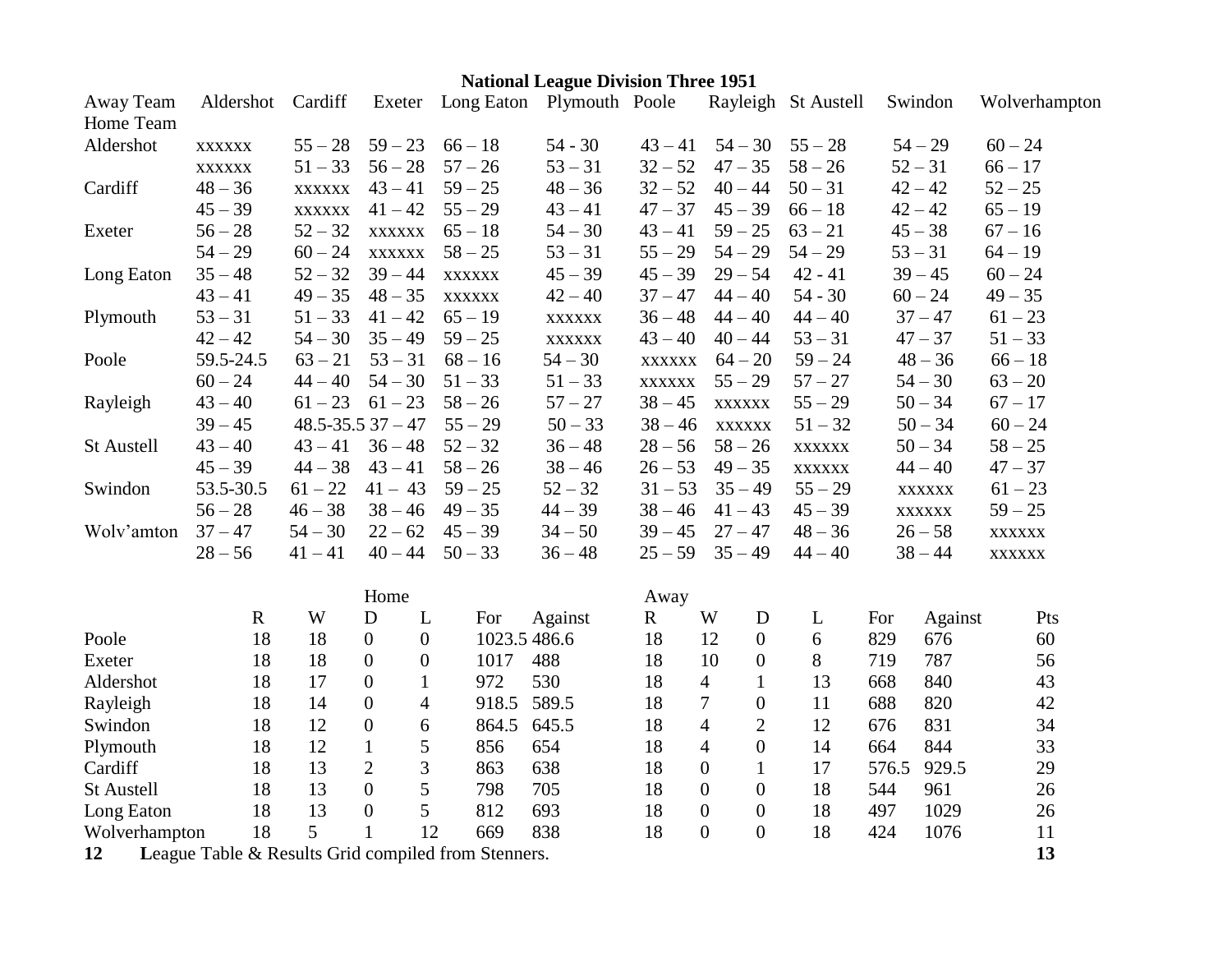## National League Division Three 1951

| Away Team / Home Team | Aldershot | Cardiff | Exeter | Long Eaton | Plymouth | Poole | Rayleigh | St Austell | Swindon | Wolverhampton |
|---|---|---|---|---|---|---|---|---|---|---|
| Aldershot | xxxxxx | 55 – 28 | 59 – 23 | 66 – 18 | 54 - 30 | 43 – 41 | 54 – 30 | 55 – 28 | 54 – 29 | 60 – 24 |
| | xxxxxx | 51 – 33 | 56 – 28 | 57 – 26 | 53 – 31 | 32 – 52 | 47 – 35 | 58 – 26 | 52 – 31 | 66 – 17 |
| Cardiff | 48 – 36 | xxxxxx | 43 – 41 | 59 – 25 | 48 – 36 | 32 – 52 | 40 – 44 | 50 – 31 | 42 – 42 | 52 – 25 |
| | 45 – 39 | xxxxxx | 41 – 42 | 55 – 29 | 43 – 41 | 47 – 37 | 45 – 39 | 66 – 18 | 42 – 42 | 65 – 19 |
| Exeter | 56 – 28 | 52 – 32 | xxxxxx | 65 – 18 | 54 – 30 | 43 – 41 | 59 – 25 | 63 – 21 | 45 – 38 | 67 – 16 |
| | 54 – 29 | 60 – 24 | xxxxxx | 58 – 25 | 53 – 31 | 55 – 29 | 54 – 29 | 54 – 29 | 53 – 31 | 64 – 19 |
| Long Eaton | 35 – 48 | 52 – 32 | 39 – 44 | xxxxxx | 45 – 39 | 45 – 39 | 29 – 54 | 42 - 41 | 39 – 45 | 60 – 24 |
| | 43 – 41 | 49 – 35 | 48 – 35 | xxxxxx | 42 – 40 | 37 – 47 | 44 – 40 | 54 - 30 | 60 – 24 | 49 – 35 |
| Plymouth | 53 – 31 | 51 – 33 | 41 – 42 | 65 – 19 | xxxxxx | 36 – 48 | 44 – 40 | 44 – 40 | 37 – 47 | 61 – 23 |
| | 42 – 42 | 54 – 30 | 35 – 49 | 59 – 25 | xxxxxx | 43 – 40 | 40 – 44 | 53 – 31 | 47 – 37 | 51 – 33 |
| Poole | 59.5-24.5 | 63 – 21 | 53 – 31 | 68 – 16 | 54 – 30 | xxxxxx | 64 – 20 | 59 – 24 | 48 – 36 | 66 – 18 |
| | 60 – 24 | 44 – 40 | 54 – 30 | 51 – 33 | 51 – 33 | xxxxxx | 55 – 29 | 57 – 27 | 54 – 30 | 63 – 20 |
| Rayleigh | 43 – 40 | 61 – 23 | 61 – 23 | 58 – 26 | 57 – 27 | 38 – 45 | xxxxxx | 55 – 29 | 50 – 34 | 67 – 17 |
| | 39 – 45 | 48.5-35.5 | 37 – 47 | 55 – 29 | 50 – 33 | 38 – 46 | xxxxxx | 51 – 32 | 50 – 34 | 60 – 24 |
| St Austell | 43 – 40 | 43 – 41 | 36 – 48 | 52 – 32 | 36 – 48 | 28 – 56 | 58 – 26 | xxxxxx | 50 – 34 | 58 – 25 |
| | 45 – 39 | 44 – 38 | 43 – 41 | 58 – 26 | 38 – 46 | 26 – 53 | 49 – 35 | xxxxxx | 44 – 40 | 47 – 37 |
| Swindon | 53.5-30.5 | 61 – 22 | 41 – 43 | 59 – 25 | 52 – 32 | 31 – 53 | 35 – 49 | 55 – 29 | xxxxxx | 61 – 23 |
| | 56 – 28 | 46 – 38 | 38 – 46 | 49 – 35 | 44 – 39 | 38 – 46 | 41 – 43 | 45 – 39 | xxxxxx | 59 – 25 |
| Wolv'amton | 37 – 47 | 54 – 30 | 22 – 62 | 45 – 39 | 34 – 50 | 39 – 45 | 27 – 47 | 48 – 36 | 26 – 58 | xxxxxx |
| | 28 – 56 | 41 – 41 | 40 – 44 | 50 – 33 | 36 – 48 | 25 – 59 | 35 – 49 | 44 – 40 | 38 – 44 | xxxxxx |

| | Home | | | | | | Away | | | | | | |
|---|---|---|---|---|---|---|---|---|---|---|---|---|---|
| | R | W | D | L | For | Against | R | W | D | L | For | Against | Pts |
| Poole | 18 | 18 | 0 | 0 | 1023.5 | 486.6 | 18 | 12 | 0 | 6 | 829 | 676 | 60 |
| Exeter | 18 | 18 | 0 | 0 | 1017 | 488 | 18 | 10 | 0 | 8 | 719 | 787 | 56 |
| Aldershot | 18 | 17 | 0 | 1 | 972 | 530 | 18 | 4 | 1 | 13 | 668 | 840 | 43 |
| Rayleigh | 18 | 14 | 0 | 4 | 918.5 | 589.5 | 18 | 7 | 0 | 11 | 688 | 820 | 42 |
| Swindon | 18 | 12 | 0 | 6 | 864.5 | 645.5 | 18 | 4 | 2 | 12 | 676 | 831 | 34 |
| Plymouth | 18 | 12 | 1 | 5 | 856 | 654 | 18 | 4 | 0 | 14 | 664 | 844 | 33 |
| Cardiff | 18 | 13 | 2 | 3 | 863 | 638 | 18 | 0 | 1 | 17 | 576.5 | 929.5 | 29 |
| St Austell | 18 | 13 | 0 | 5 | 798 | 705 | 18 | 0 | 0 | 18 | 544 | 961 | 26 |
| Long Eaton | 18 | 13 | 0 | 5 | 812 | 693 | 18 | 0 | 0 | 18 | 497 | 1029 | 26 |
| Wolverhampton | 18 | 5 | 1 | 12 | 669 | 838 | 18 | 0 | 0 | 18 | 424 | 1076 | 11 |

**12** **L**eague Table & Results Grid compiled from Stenners. **13**